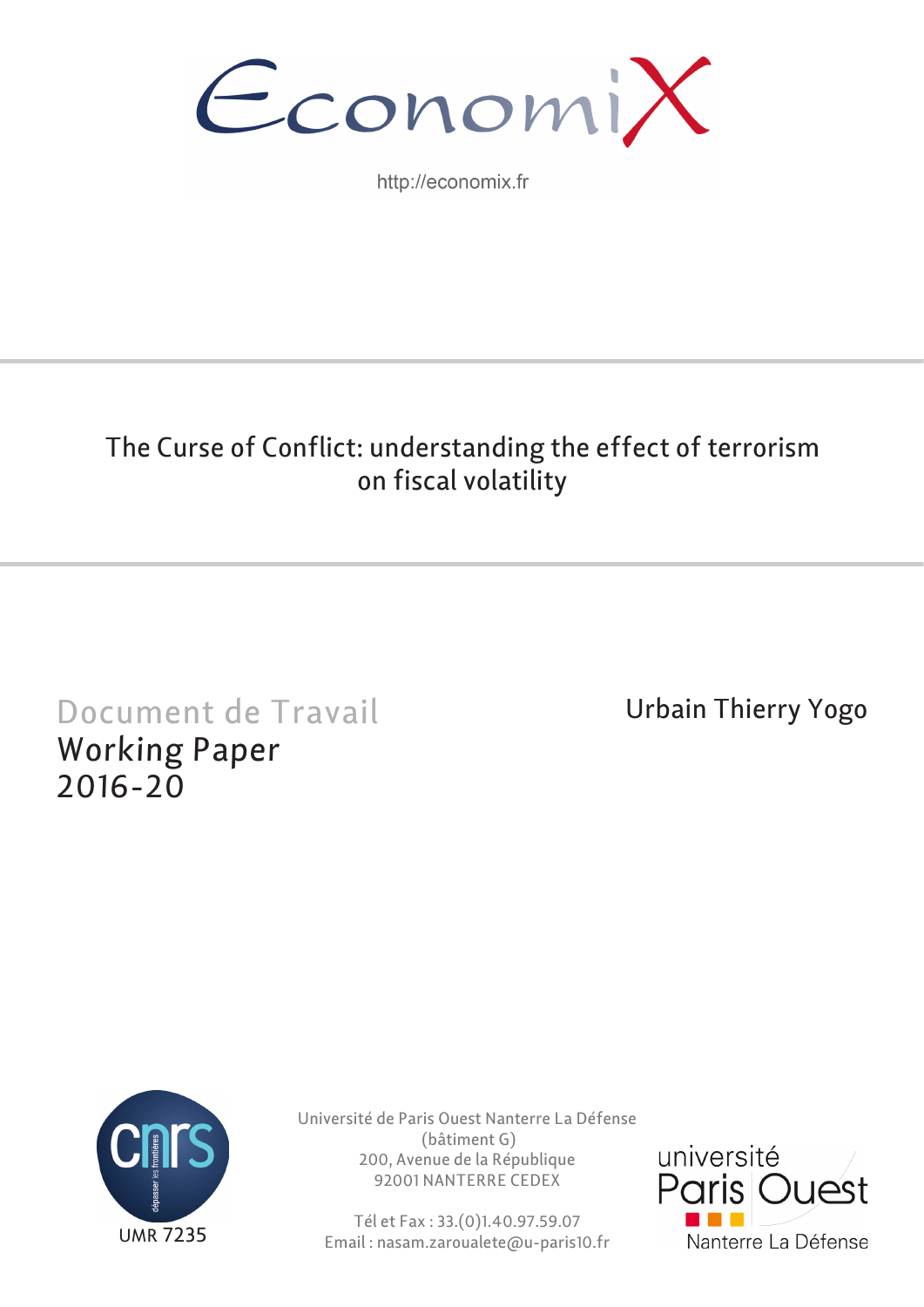EconomiX

http://economix.fr

# The Curse of Conflict: understanding the effect of terrorism on fiscal volatility

Document de Travail
Working Paper
2016-20

Urbain Thierry Yogo

UMR 7235

Université de Paris Ouest Nanterre La Défense
(bâtiment G)
200, Avenue de la République
92001 NANTERRE CEDEX

Tél et Fax : 33.(0)1.40.97.59.07
Email : nasam.zaroualete@u-paris10.fr

université Paris Ouest Nanterre La Défense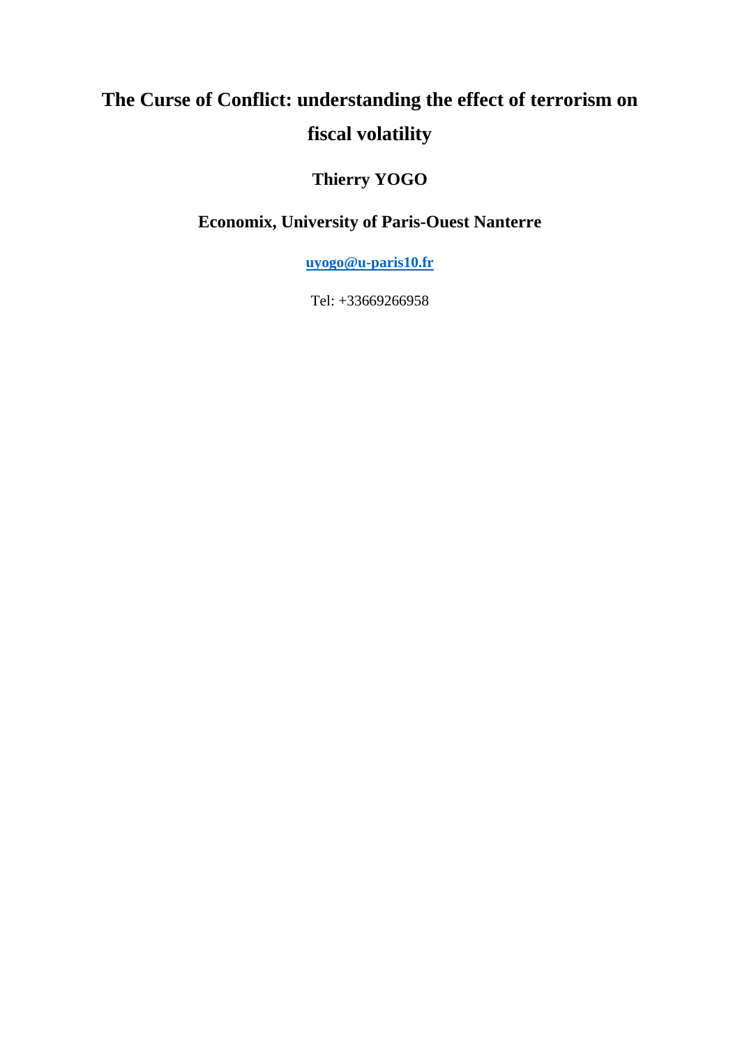# The Curse of Conflict: understanding the effect of terrorism on fiscal volatility

**Thierry YOGO**

**Economix, University of Paris-Ouest Nanterre**

**uyogo@u-paris10.fr**

Tel: +33669266958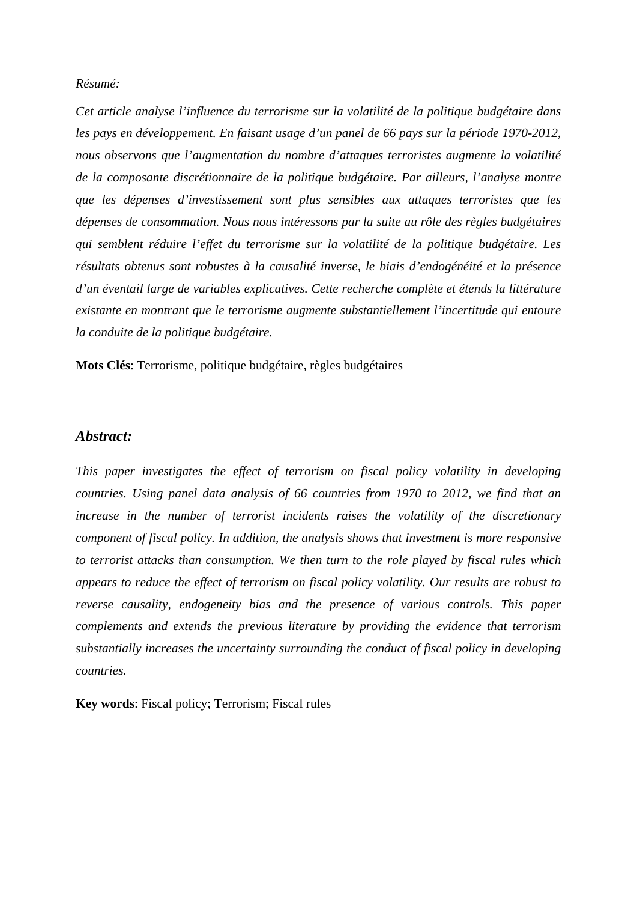*Résumé:*

*Cet article analyse l'influence du terrorisme sur la volatilité de la politique budgétaire dans les pays en développement. En faisant usage d'un panel de 66 pays sur la période 1970-2012, nous observons que l'augmentation du nombre d'attaques terroristes augmente la volatilité de la composante discrétionnaire de la politique budgétaire. Par ailleurs, l'analyse montre que les dépenses d'investissement sont plus sensibles aux attaques terroristes que les dépenses de consommation. Nous nous intéressons par la suite au rôle des règles budgétaires qui semblent réduire l'effet du terrorisme sur la volatilité de la politique budgétaire. Les résultats obtenus sont robustes à la causalité inverse, le biais d'endogénéité et la présence d'un éventail large de variables explicatives. Cette recherche complète et étends la littérature existante en montrant que le terrorisme augmente substantiellement l'incertitude qui entoure la conduite de la politique budgétaire.*

**Mots Clés**: Terrorisme, politique budgétaire, règles budgétaires

## *Abstract:*

*This paper investigates the effect of terrorism on fiscal policy volatility in developing countries. Using panel data analysis of 66 countries from 1970 to 2012, we find that an increase in the number of terrorist incidents raises the volatility of the discretionary component of fiscal policy. In addition, the analysis shows that investment is more responsive to terrorist attacks than consumption. We then turn to the role played by fiscal rules which appears to reduce the effect of terrorism on fiscal policy volatility. Our results are robust to reverse causality, endogeneity bias and the presence of various controls. This paper complements and extends the previous literature by providing the evidence that terrorism substantially increases the uncertainty surrounding the conduct of fiscal policy in developing countries.*

**Key words**: Fiscal policy; Terrorism; Fiscal rules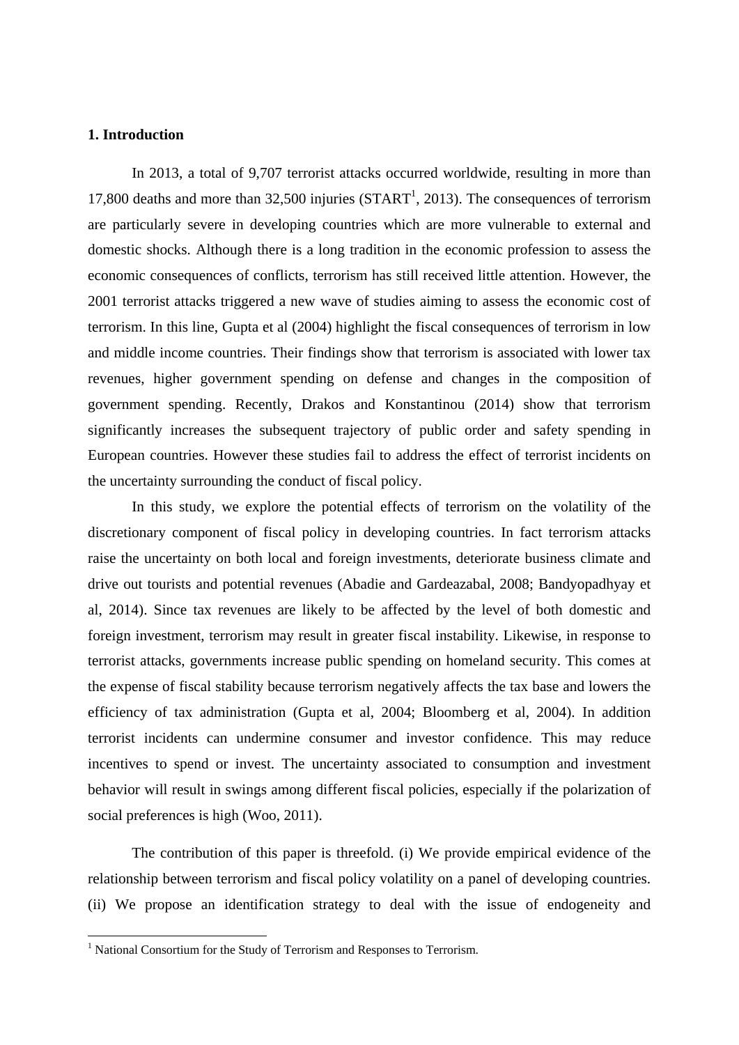## 1. Introduction

In 2013, a total of 9,707 terrorist attacks occurred worldwide, resulting in more than 17,800 deaths and more than 32,500 injuries (START[1], 2013). The consequences of terrorism are particularly severe in developing countries which are more vulnerable to external and domestic shocks. Although there is a long tradition in the economic profession to assess the economic consequences of conflicts, terrorism has still received little attention. However, the 2001 terrorist attacks triggered a new wave of studies aiming to assess the economic cost of terrorism. In this line, Gupta et al (2004) highlight the fiscal consequences of terrorism in low and middle income countries. Their findings show that terrorism is associated with lower tax revenues, higher government spending on defense and changes in the composition of government spending. Recently, Drakos and Konstantinou (2014) show that terrorism significantly increases the subsequent trajectory of public order and safety spending in European countries. However these studies fail to address the effect of terrorist incidents on the uncertainty surrounding the conduct of fiscal policy.

In this study, we explore the potential effects of terrorism on the volatility of the discretionary component of fiscal policy in developing countries. In fact terrorism attacks raise the uncertainty on both local and foreign investments, deteriorate business climate and drive out tourists and potential revenues (Abadie and Gardeazabal, 2008; Bandyopadhyay et al, 2014). Since tax revenues are likely to be affected by the level of both domestic and foreign investment, terrorism may result in greater fiscal instability. Likewise, in response to terrorist attacks, governments increase public spending on homeland security. This comes at the expense of fiscal stability because terrorism negatively affects the tax base and lowers the efficiency of tax administration (Gupta et al, 2004; Bloomberg et al, 2004). In addition terrorist incidents can undermine consumer and investor confidence. This may reduce incentives to spend or invest. The uncertainty associated to consumption and investment behavior will result in swings among different fiscal policies, especially if the polarization of social preferences is high (Woo, 2011).

The contribution of this paper is threefold. (i) We provide empirical evidence of the relationship between terrorism and fiscal policy volatility on a panel of developing countries. (ii) We propose an identification strategy to deal with the issue of endogeneity and

[1] National Consortium for the Study of Terrorism and Responses to Terrorism.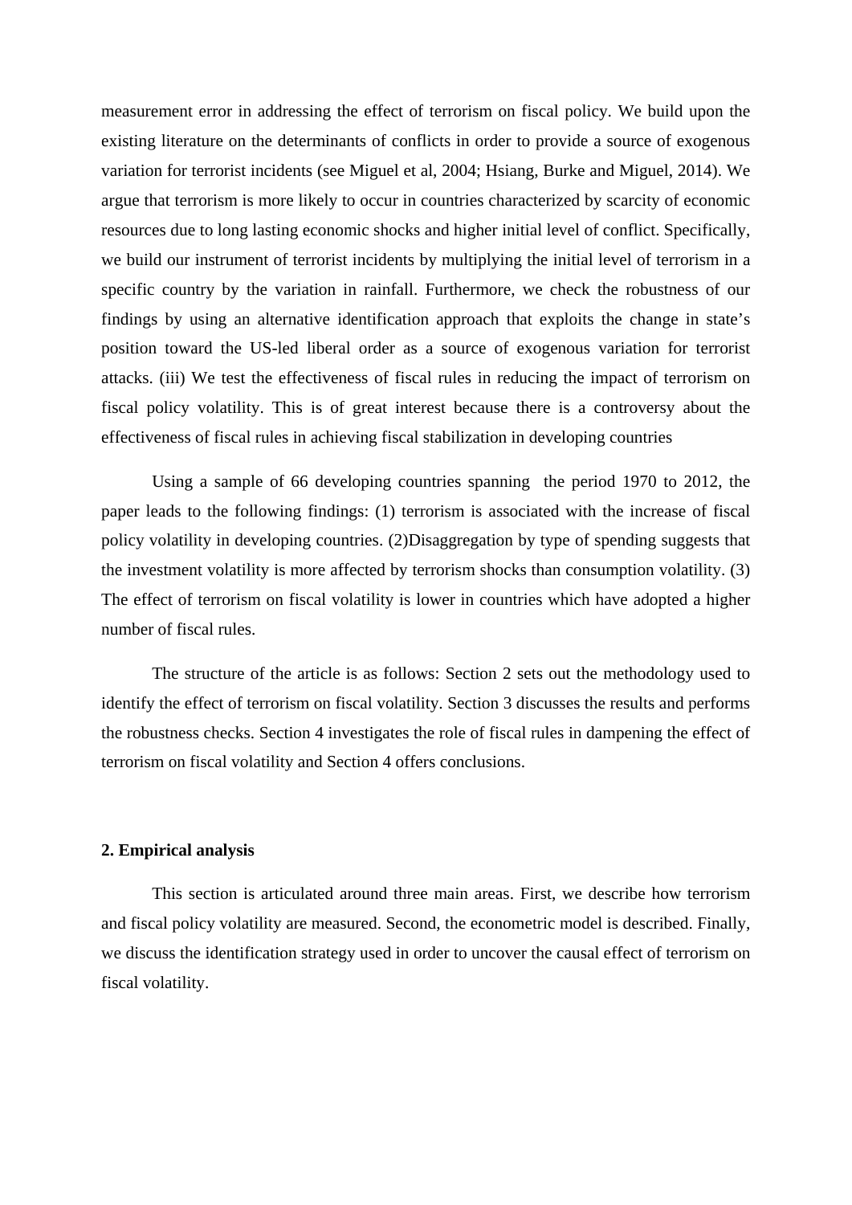measurement error in addressing the effect of terrorism on fiscal policy. We build upon the existing literature on the determinants of conflicts in order to provide a source of exogenous variation for terrorist incidents (see Miguel et al, 2004; Hsiang, Burke and Miguel, 2014). We argue that terrorism is more likely to occur in countries characterized by scarcity of economic resources due to long lasting economic shocks and higher initial level of conflict. Specifically, we build our instrument of terrorist incidents by multiplying the initial level of terrorism in a specific country by the variation in rainfall. Furthermore, we check the robustness of our findings by using an alternative identification approach that exploits the change in state's position toward the US-led liberal order as a source of exogenous variation for terrorist attacks. (iii) We test the effectiveness of fiscal rules in reducing the impact of terrorism on fiscal policy volatility. This is of great interest because there is a controversy about the effectiveness of fiscal rules in achieving fiscal stabilization in developing countries

Using a sample of 66 developing countries spanning the period 1970 to 2012, the paper leads to the following findings: (1) terrorism is associated with the increase of fiscal policy volatility in developing countries. (2)Disaggregation by type of spending suggests that the investment volatility is more affected by terrorism shocks than consumption volatility. (3) The effect of terrorism on fiscal volatility is lower in countries which have adopted a higher number of fiscal rules.

The structure of the article is as follows: Section 2 sets out the methodology used to identify the effect of terrorism on fiscal volatility. Section 3 discusses the results and performs the robustness checks. Section 4 investigates the role of fiscal rules in dampening the effect of terrorism on fiscal volatility and Section 4 offers conclusions.

## 2. Empirical analysis

This section is articulated around three main areas. First, we describe how terrorism and fiscal policy volatility are measured. Second, the econometric model is described. Finally, we discuss the identification strategy used in order to uncover the causal effect of terrorism on fiscal volatility.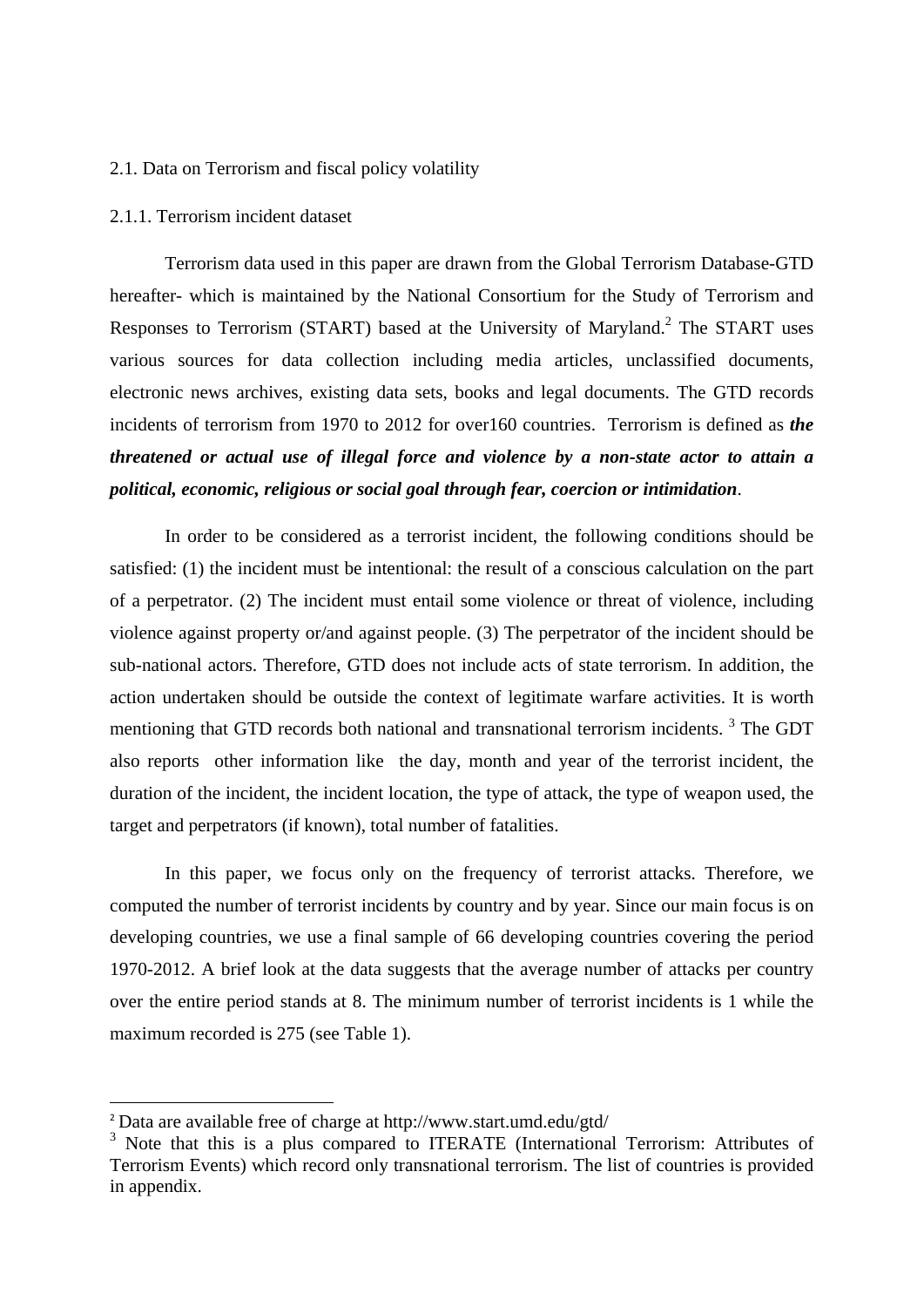## 2.1. Data on Terrorism and fiscal policy volatility

### 2.1.1. Terrorism incident dataset

Terrorism data used in this paper are drawn from the Global Terrorism Database-GTD hereafter- which is maintained by the National Consortium for the Study of Terrorism and Responses to Terrorism (START) based at the University of Maryland.[2] The START uses various sources for data collection including media articles, unclassified documents, electronic news archives, existing data sets, books and legal documents. The GTD records incidents of terrorism from 1970 to 2012 for over160 countries. Terrorism is defined as ***the threatened or actual use of illegal force and violence by a non-state actor to attain a political, economic, religious or social goal through fear, coercion or intimidation***.

In order to be considered as a terrorist incident, the following conditions should be satisfied: (1) the incident must be intentional: the result of a conscious calculation on the part of a perpetrator. (2) The incident must entail some violence or threat of violence, including violence against property or/and against people. (3) The perpetrator of the incident should be sub-national actors. Therefore, GTD does not include acts of state terrorism. In addition, the action undertaken should be outside the context of legitimate warfare activities. It is worth mentioning that GTD records both national and transnational terrorism incidents. [3] The GDT also reports other information like the day, month and year of the terrorist incident, the duration of the incident, the incident location, the type of attack, the type of weapon used, the target and perpetrators (if known), total number of fatalities.

In this paper, we focus only on the frequency of terrorist attacks. Therefore, we computed the number of terrorist incidents by country and by year. Since our main focus is on developing countries, we use a final sample of 66 developing countries covering the period 1970-2012. A brief look at the data suggests that the average number of attacks per country over the entire period stands at 8. The minimum number of terrorist incidents is 1 while the maximum recorded is 275 (see Table 1).

---

[2] Data are available free of charge at http://www.start.umd.edu/gtd/

[3] Note that this is a plus compared to ITERATE (International Terrorism: Attributes of Terrorism Events) which record only transnational terrorism. The list of countries is provided in appendix.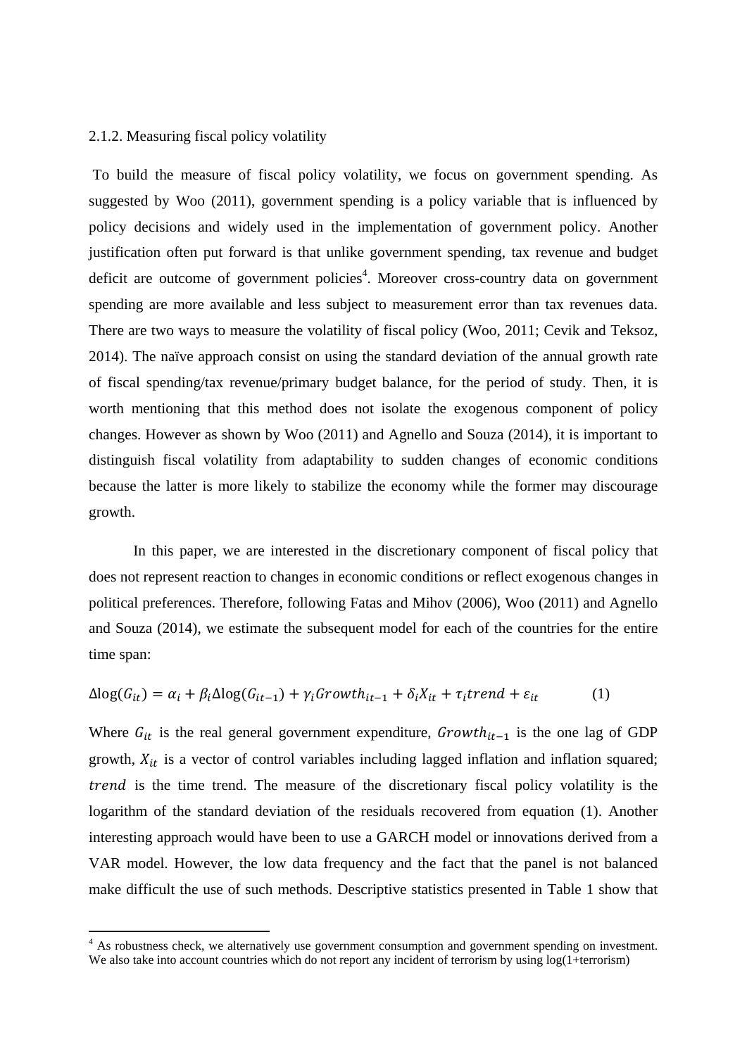### 2.1.2. Measuring fiscal policy volatility

To build the measure of fiscal policy volatility, we focus on government spending. As suggested by Woo (2011), government spending is a policy variable that is influenced by policy decisions and widely used in the implementation of government policy. Another justification often put forward is that unlike government spending, tax revenue and budget deficit are outcome of government policies[4]. Moreover cross-country data on government spending are more available and less subject to measurement error than tax revenues data. There are two ways to measure the volatility of fiscal policy (Woo, 2011; Cevik and Teksoz, 2014). The naïve approach consist on using the standard deviation of the annual growth rate of fiscal spending/tax revenue/primary budget balance, for the period of study. Then, it is worth mentioning that this method does not isolate the exogenous component of policy changes. However as shown by Woo (2011) and Agnello and Souza (2014), it is important to distinguish fiscal volatility from adaptability to sudden changes of economic conditions because the latter is more likely to stabilize the economy while the former may discourage growth.

In this paper, we are interested in the discretionary component of fiscal policy that does not represent reaction to changes in economic conditions or reflect exogenous changes in political preferences. Therefore, following Fatas and Mihov (2006), Woo (2011) and Agnello and Souza (2014), we estimate the subsequent model for each of the countries for the entire time span:

$$\Delta\log(G_{it}) = \alpha_i + \beta_i \Delta\log(G_{it-1}) + \gamma_i Growth_{it-1} + \delta_i X_{it} + \tau_i trend + \varepsilon_{it} \qquad (1)$$

Where $G_{it}$ is the real general government expenditure, $Growth_{it-1}$ is the one lag of GDP growth, $X_{it}$ is a vector of control variables including lagged inflation and inflation squared; $trend$ is the time trend. The measure of the discretionary fiscal policy volatility is the logarithm of the standard deviation of the residuals recovered from equation (1). Another interesting approach would have been to use a GARCH model or innovations derived from a VAR model. However, the low data frequency and the fact that the panel is not balanced make difficult the use of such methods. Descriptive statistics presented in Table 1 show that

[4] As robustness check, we alternatively use government consumption and government spending on investment. We also take into account countries which do not report any incident of terrorism by using log(1+terrorism)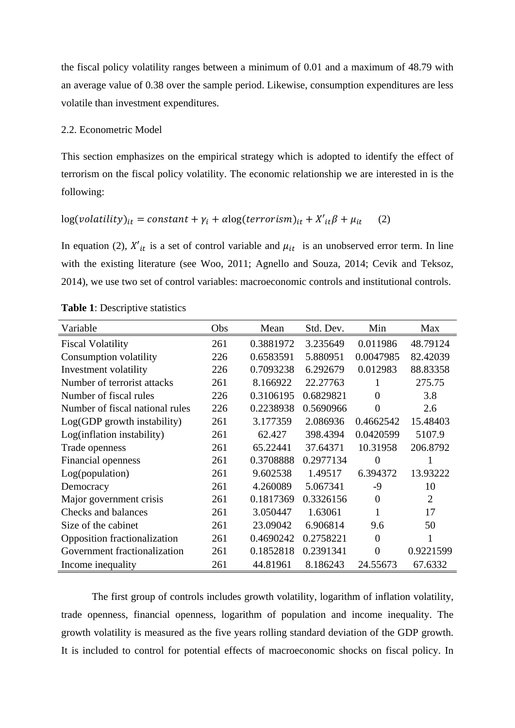the fiscal policy volatility ranges between a minimum of 0.01 and a maximum of 48.79 with an average value of 0.38 over the sample period. Likewise, consumption expenditures are less volatile than investment expenditures.

2.2. Econometric Model

This section emphasizes on the empirical strategy which is adopted to identify the effect of terrorism on the fiscal policy volatility. The economic relationship we are interested in is the following:

$$\log(volatility)_{it} = constant + \gamma_i + \alpha \log(terrorism)_{it} + X'_{it}\beta + \mu_{it} \quad (2)$$

In equation (2), $X'_{it}$ is a set of control variable and $\mu_{it}$ is an unobserved error term. In line with the existing literature (see Woo, 2011; Agnello and Souza, 2014; Cevik and Teksoz, 2014), we use two set of control variables: macroeconomic controls and institutional controls.

**Table 1**: Descriptive statistics

| Variable | Obs | Mean | Std. Dev. | Min | Max |
|---|---|---|---|---|---|
| Fiscal Volatility | 261 | 0.3881972 | 3.235649 | 0.011986 | 48.79124 |
| Consumption volatility | 226 | 0.6583591 | 5.880951 | 0.0047985 | 82.42039 |
| Investment volatility | 226 | 0.7093238 | 6.292679 | 0.012983 | 88.83358 |
| Number of terrorist attacks | 261 | 8.166922 | 22.27763 | 1 | 275.75 |
| Number of fiscal rules | 226 | 0.3106195 | 0.6829821 | 0 | 3.8 |
| Number of fiscal national rules | 226 | 0.2238938 | 0.5690966 | 0 | 2.6 |
| Log(GDP growth instability) | 261 | 3.177359 | 2.086936 | 0.4662542 | 15.48403 |
| Log(inflation instability) | 261 | 62.427 | 398.4394 | 0.0420599 | 5107.9 |
| Trade openness | 261 | 65.22441 | 37.64371 | 10.31958 | 206.8792 |
| Financial openness | 261 | 0.3708888 | 0.2977134 | 0 | 1 |
| Log(population) | 261 | 9.602538 | 1.49517 | 6.394372 | 13.93222 |
| Democracy | 261 | 4.260089 | 5.067341 | -9 | 10 |
| Major government crisis | 261 | 0.1817369 | 0.3326156 | 0 | 2 |
| Checks and balances | 261 | 3.050447 | 1.63061 | 1 | 17 |
| Size of the cabinet | 261 | 23.09042 | 6.906814 | 9.6 | 50 |
| Opposition fractionalization | 261 | 0.4690242 | 0.2758221 | 0 | 1 |
| Government fractionalization | 261 | 0.1852818 | 0.2391341 | 0 | 0.9221599 |
| Income inequality | 261 | 44.81961 | 8.186243 | 24.55673 | 67.6332 |

The first group of controls includes growth volatility, logarithm of inflation volatility, trade openness, financial openness, logarithm of population and income inequality. The growth volatility is measured as the five years rolling standard deviation of the GDP growth. It is included to control for potential effects of macroeconomic shocks on fiscal policy. In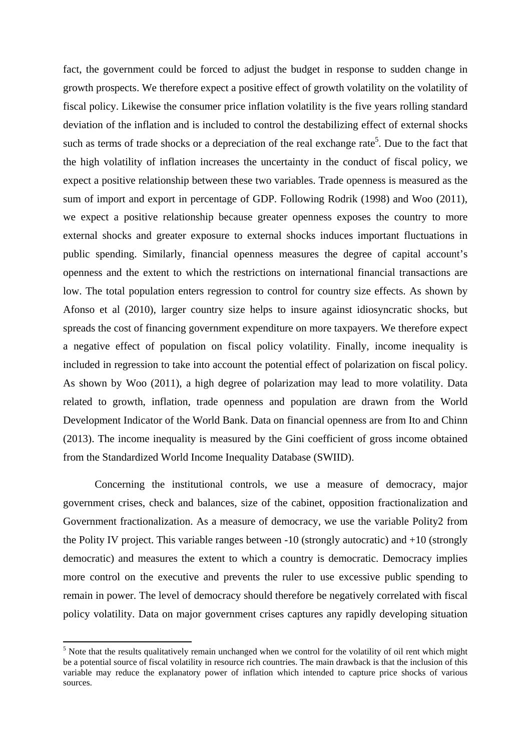fact, the government could be forced to adjust the budget in response to sudden change in growth prospects. We therefore expect a positive effect of growth volatility on the volatility of fiscal policy. Likewise the consumer price inflation volatility is the five years rolling standard deviation of the inflation and is included to control the destabilizing effect of external shocks such as terms of trade shocks or a depreciation of the real exchange rate[5]. Due to the fact that the high volatility of inflation increases the uncertainty in the conduct of fiscal policy, we expect a positive relationship between these two variables. Trade openness is measured as the sum of import and export in percentage of GDP. Following Rodrik (1998) and Woo (2011), we expect a positive relationship because greater openness exposes the country to more external shocks and greater exposure to external shocks induces important fluctuations in public spending. Similarly, financial openness measures the degree of capital account's openness and the extent to which the restrictions on international financial transactions are low. The total population enters regression to control for country size effects. As shown by Afonso et al (2010), larger country size helps to insure against idiosyncratic shocks, but spreads the cost of financing government expenditure on more taxpayers. We therefore expect a negative effect of population on fiscal policy volatility. Finally, income inequality is included in regression to take into account the potential effect of polarization on fiscal policy. As shown by Woo (2011), a high degree of polarization may lead to more volatility. Data related to growth, inflation, trade openness and population are drawn from the World Development Indicator of the World Bank. Data on financial openness are from Ito and Chinn (2013). The income inequality is measured by the Gini coefficient of gross income obtained from the Standardized World Income Inequality Database (SWIID).

Concerning the institutional controls, we use a measure of democracy, major government crises, check and balances, size of the cabinet, opposition fractionalization and Government fractionalization. As a measure of democracy, we use the variable Polity2 from the Polity IV project. This variable ranges between -10 (strongly autocratic) and +10 (strongly democratic) and measures the extent to which a country is democratic. Democracy implies more control on the executive and prevents the ruler to use excessive public spending to remain in power. The level of democracy should therefore be negatively correlated with fiscal policy volatility. Data on major government crises captures any rapidly developing situation

[5] Note that the results qualitatively remain unchanged when we control for the volatility of oil rent which might be a potential source of fiscal volatility in resource rich countries. The main drawback is that the inclusion of this variable may reduce the explanatory power of inflation which intended to capture price shocks of various sources.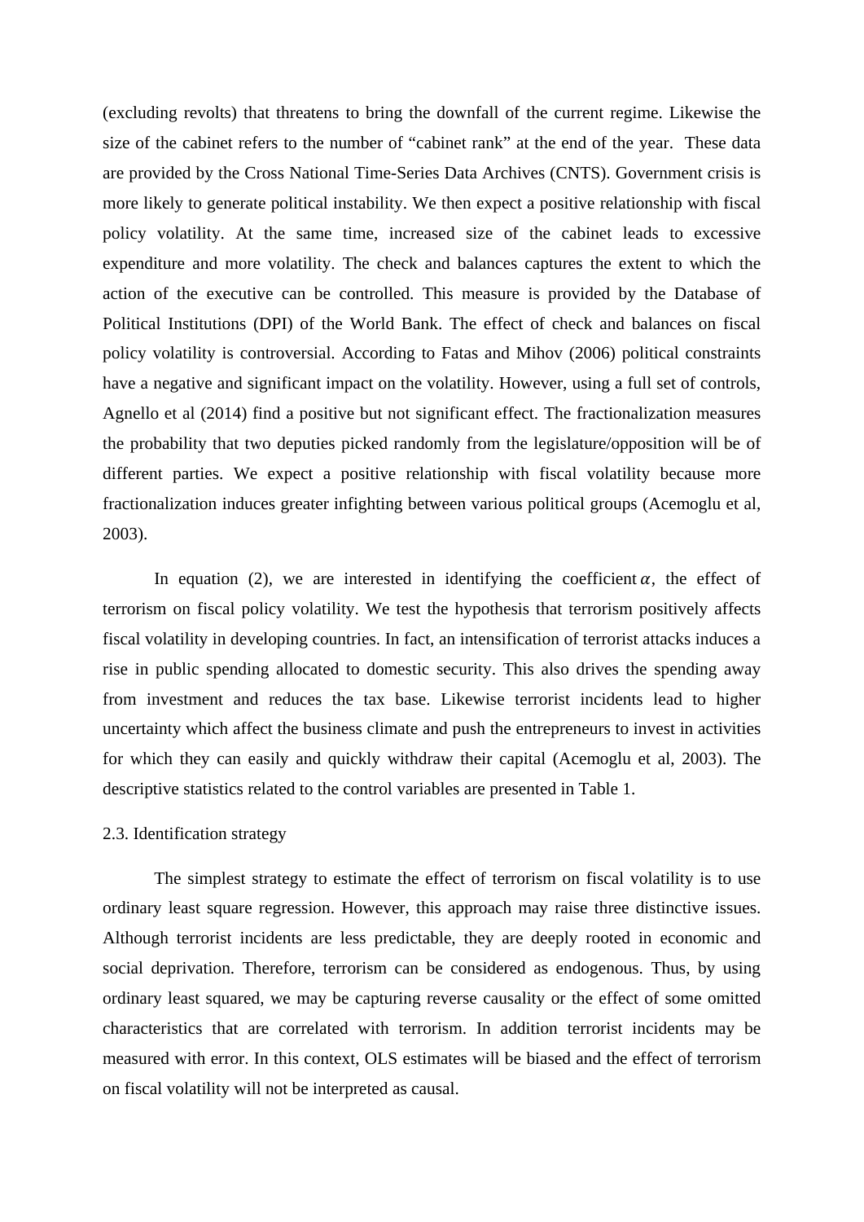(excluding revolts) that threatens to bring the downfall of the current regime. Likewise the size of the cabinet refers to the number of "cabinet rank" at the end of the year. These data are provided by the Cross National Time-Series Data Archives (CNTS). Government crisis is more likely to generate political instability. We then expect a positive relationship with fiscal policy volatility. At the same time, increased size of the cabinet leads to excessive expenditure and more volatility. The check and balances captures the extent to which the action of the executive can be controlled. This measure is provided by the Database of Political Institutions (DPI) of the World Bank. The effect of check and balances on fiscal policy volatility is controversial. According to Fatas and Mihov (2006) political constraints have a negative and significant impact on the volatility. However, using a full set of controls, Agnello et al (2014) find a positive but not significant effect. The fractionalization measures the probability that two deputies picked randomly from the legislature/opposition will be of different parties. We expect a positive relationship with fiscal volatility because more fractionalization induces greater infighting between various political groups (Acemoglu et al, 2003).

In equation (2), we are interested in identifying the coefficient $\alpha$, the effect of terrorism on fiscal policy volatility. We test the hypothesis that terrorism positively affects fiscal volatility in developing countries. In fact, an intensification of terrorist attacks induces a rise in public spending allocated to domestic security. This also drives the spending away from investment and reduces the tax base. Likewise terrorist incidents lead to higher uncertainty which affect the business climate and push the entrepreneurs to invest in activities for which they can easily and quickly withdraw their capital (Acemoglu et al, 2003). The descriptive statistics related to the control variables are presented in Table 1.

### 2.3. Identification strategy

The simplest strategy to estimate the effect of terrorism on fiscal volatility is to use ordinary least square regression. However, this approach may raise three distinctive issues. Although terrorist incidents are less predictable, they are deeply rooted in economic and social deprivation. Therefore, terrorism can be considered as endogenous. Thus, by using ordinary least squared, we may be capturing reverse causality or the effect of some omitted characteristics that are correlated with terrorism. In addition terrorist incidents may be measured with error. In this context, OLS estimates will be biased and the effect of terrorism on fiscal volatility will not be interpreted as causal.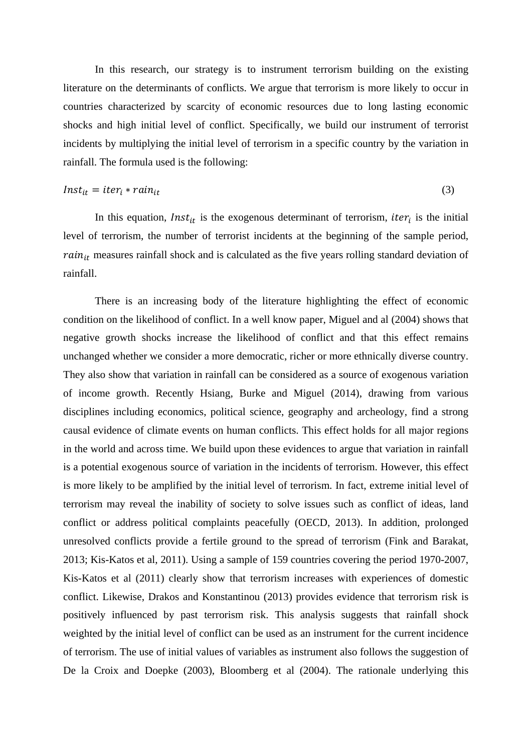In this research, our strategy is to instrument terrorism building on the existing literature on the determinants of conflicts. We argue that terrorism is more likely to occur in countries characterized by scarcity of economic resources due to long lasting economic shocks and high initial level of conflict. Specifically, we build our instrument of terrorist incidents by multiplying the initial level of terrorism in a specific country by the variation in rainfall. The formula used is the following:

$$Inst_{it} = iter_i * rain_{it} \tag{3}$$

In this equation, $Inst_{it}$ is the exogenous determinant of terrorism, $iter_i$ is the initial level of terrorism, the number of terrorist incidents at the beginning of the sample period, $rain_{it}$ measures rainfall shock and is calculated as the five years rolling standard deviation of rainfall.

There is an increasing body of the literature highlighting the effect of economic condition on the likelihood of conflict. In a well know paper, Miguel and al (2004) shows that negative growth shocks increase the likelihood of conflict and that this effect remains unchanged whether we consider a more democratic, richer or more ethnically diverse country. They also show that variation in rainfall can be considered as a source of exogenous variation of income growth. Recently Hsiang, Burke and Miguel (2014), drawing from various disciplines including economics, political science, geography and archeology, find a strong causal evidence of climate events on human conflicts. This effect holds for all major regions in the world and across time. We build upon these evidences to argue that variation in rainfall is a potential exogenous source of variation in the incidents of terrorism. However, this effect is more likely to be amplified by the initial level of terrorism. In fact, extreme initial level of terrorism may reveal the inability of society to solve issues such as conflict of ideas, land conflict or address political complaints peacefully (OECD, 2013). In addition, prolonged unresolved conflicts provide a fertile ground to the spread of terrorism (Fink and Barakat, 2013; Kis-Katos et al, 2011). Using a sample of 159 countries covering the period 1970-2007, Kis-Katos et al (2011) clearly show that terrorism increases with experiences of domestic conflict. Likewise, Drakos and Konstantinou (2013) provides evidence that terrorism risk is positively influenced by past terrorism risk. This analysis suggests that rainfall shock weighted by the initial level of conflict can be used as an instrument for the current incidence of terrorism. The use of initial values of variables as instrument also follows the suggestion of De la Croix and Doepke (2003), Bloomberg et al (2004). The rationale underlying this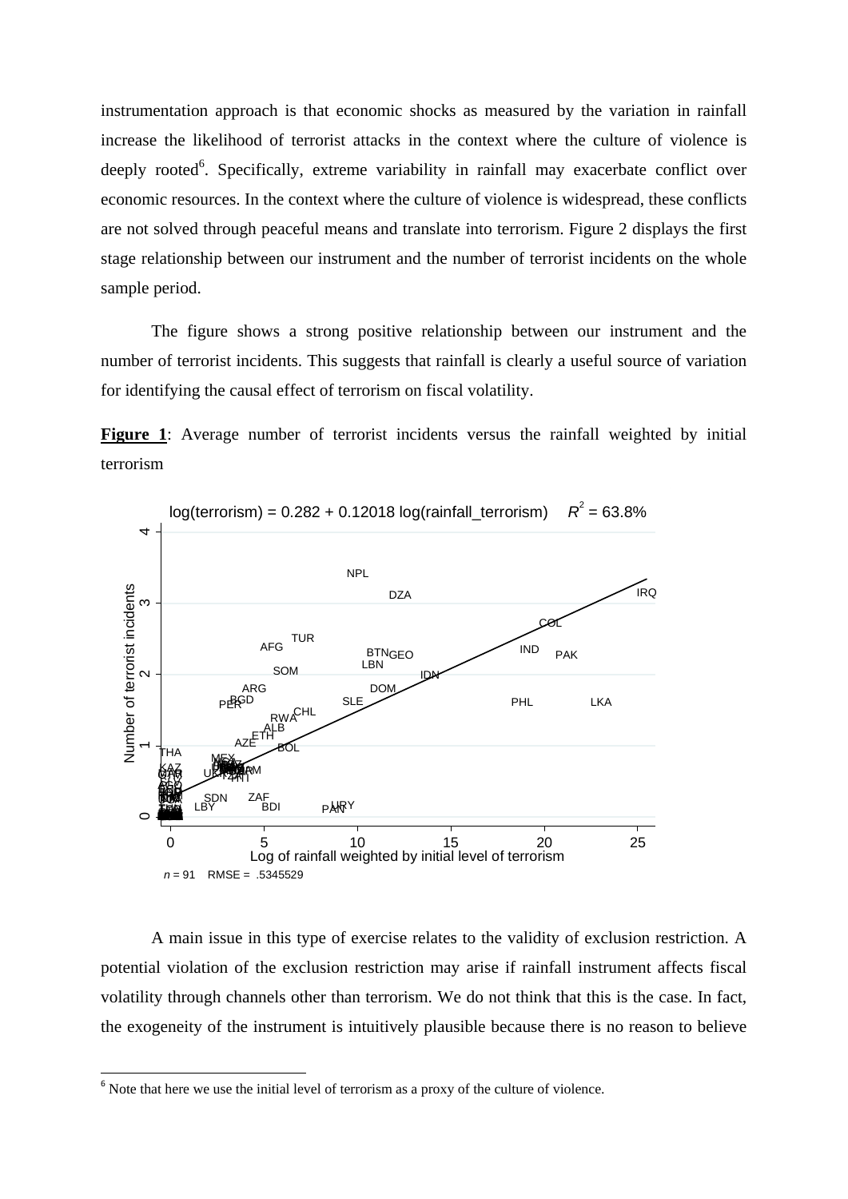instrumentation approach is that economic shocks as measured by the variation in rainfall increase the likelihood of terrorist attacks in the context where the culture of violence is deeply rooted[6]. Specifically, extreme variability in rainfall may exacerbate conflict over economic resources. In the context where the culture of violence is widespread, these conflicts are not solved through peaceful means and translate into terrorism. Figure 2 displays the first stage relationship between our instrument and the number of terrorist incidents on the whole sample period.

The figure shows a strong positive relationship between our instrument and the number of terrorist incidents. This suggests that rainfall is clearly a useful source of variation for identifying the causal effect of terrorism on fiscal volatility.

**Figure 1**: Average number of terrorist incidents versus the rainfall weighted by initial terrorism

log(terrorism) = 0.282 + 0.12018 log(rainfall_terrorism)   $R^2$ = 63.8%

Number of terrorist incidents

Log of rainfall weighted by initial level of terrorism

*n* = 91   RMSE = .5345529

A main issue in this type of exercise relates to the validity of exclusion restriction. A potential violation of the exclusion restriction may arise if rainfall instrument affects fiscal volatility through channels other than terrorism. We do not think that this is the case. In fact, the exogeneity of the instrument is intuitively plausible because there is no reason to believe

[6] Note that here we use the initial level of terrorism as a proxy of the culture of violence.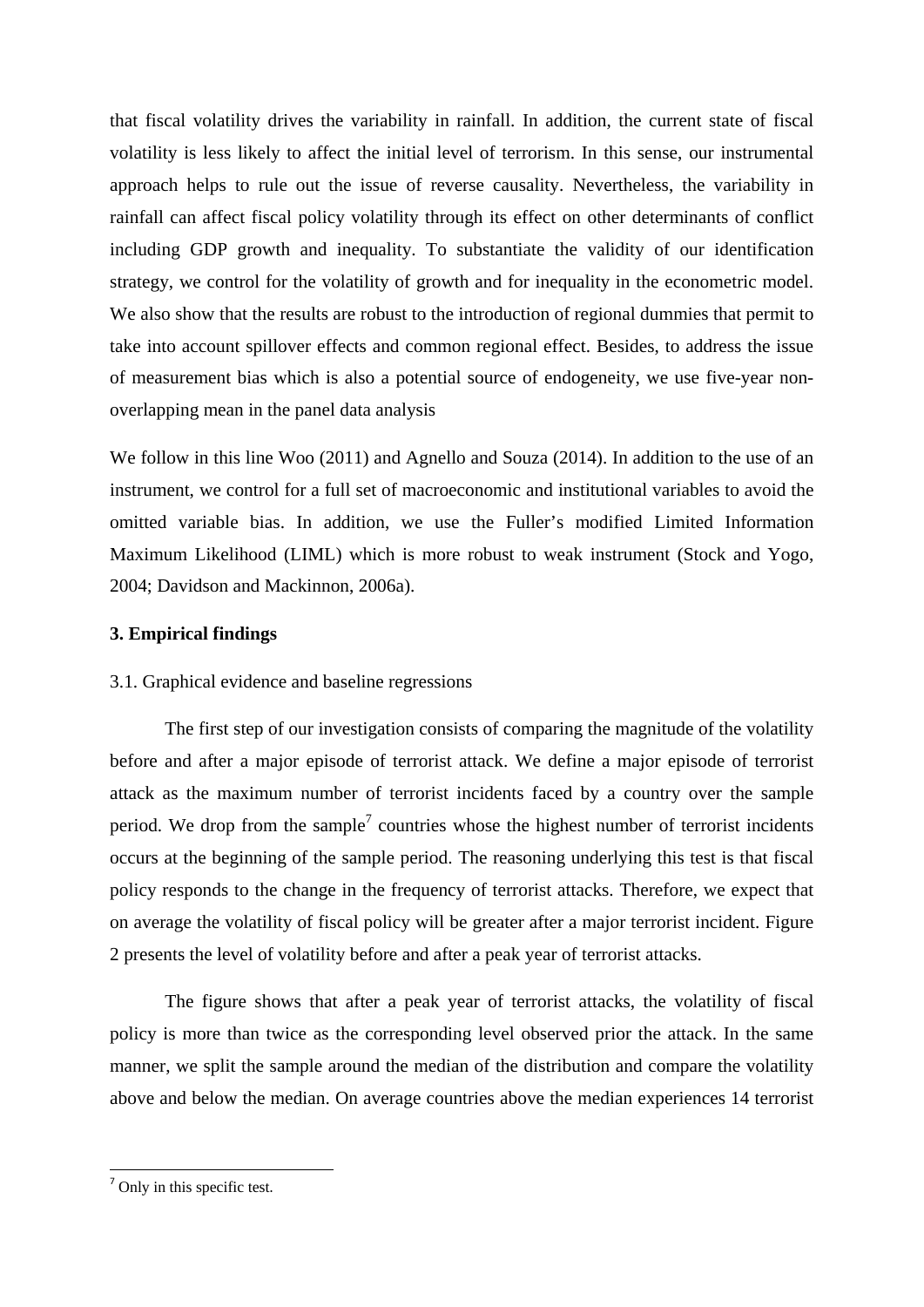that fiscal volatility drives the variability in rainfall. In addition, the current state of fiscal volatility is less likely to affect the initial level of terrorism. In this sense, our instrumental approach helps to rule out the issue of reverse causality. Nevertheless, the variability in rainfall can affect fiscal policy volatility through its effect on other determinants of conflict including GDP growth and inequality. To substantiate the validity of our identification strategy, we control for the volatility of growth and for inequality in the econometric model. We also show that the results are robust to the introduction of regional dummies that permit to take into account spillover effects and common regional effect. Besides, to address the issue of measurement bias which is also a potential source of endogeneity, we use five-year non-overlapping mean in the panel data analysis

We follow in this line Woo (2011) and Agnello and Souza (2014). In addition to the use of an instrument, we control for a full set of macroeconomic and institutional variables to avoid the omitted variable bias. In addition, we use the Fuller's modified Limited Information Maximum Likelihood (LIML) which is more robust to weak instrument (Stock and Yogo, 2004; Davidson and Mackinnon, 2006a).

## 3. Empirical findings

### 3.1. Graphical evidence and baseline regressions

The first step of our investigation consists of comparing the magnitude of the volatility before and after a major episode of terrorist attack. We define a major episode of terrorist attack as the maximum number of terrorist incidents faced by a country over the sample period. We drop from the sample[7] countries whose the highest number of terrorist incidents occurs at the beginning of the sample period. The reasoning underlying this test is that fiscal policy responds to the change in the frequency of terrorist attacks. Therefore, we expect that on average the volatility of fiscal policy will be greater after a major terrorist incident. Figure 2 presents the level of volatility before and after a peak year of terrorist attacks.

The figure shows that after a peak year of terrorist attacks, the volatility of fiscal policy is more than twice as the corresponding level observed prior the attack. In the same manner, we split the sample around the median of the distribution and compare the volatility above and below the median. On average countries above the median experiences 14 terrorist

[7] Only in this specific test.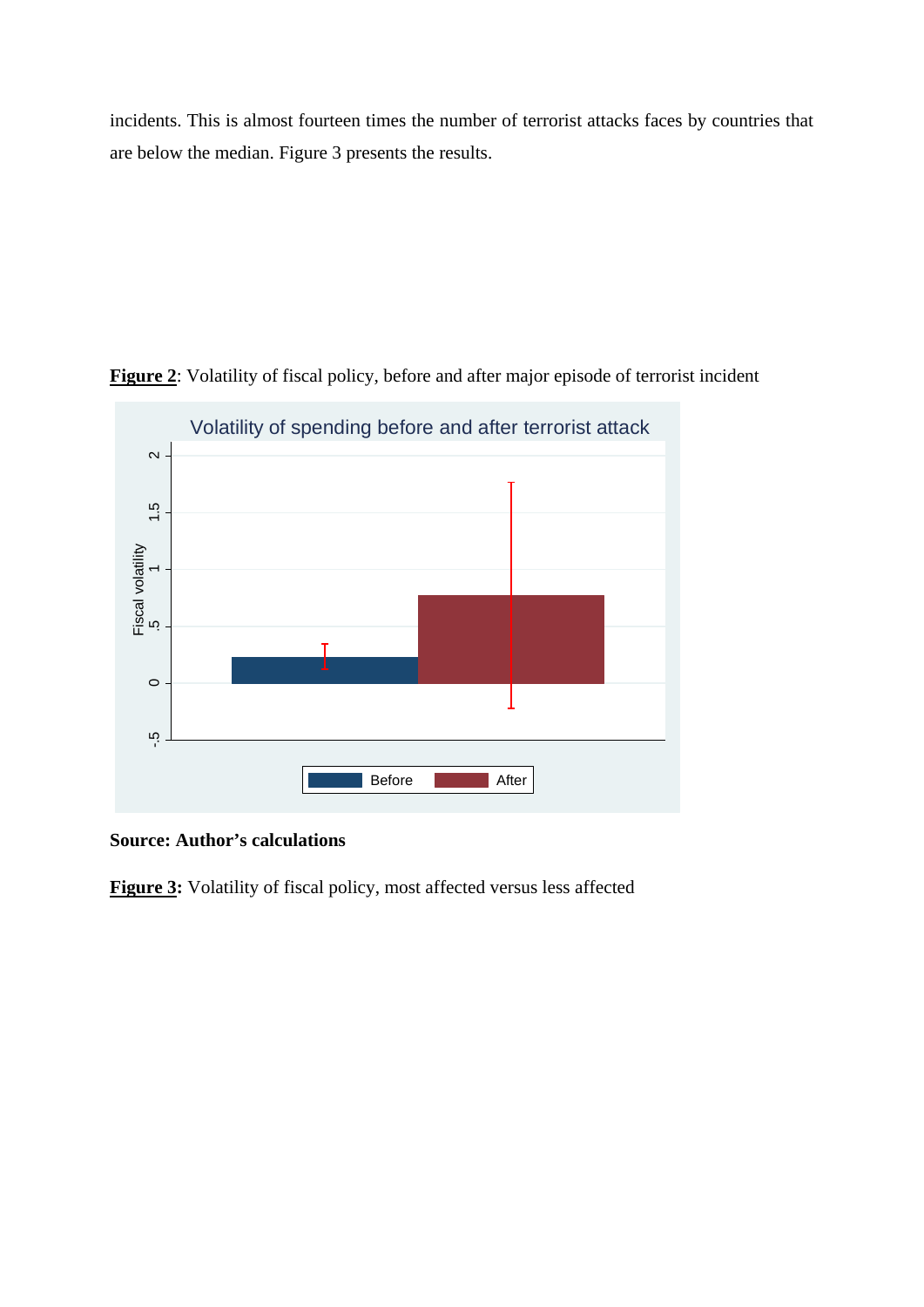incidents. This is almost fourteen times the number of terrorist attacks faces by countries that are below the median. Figure 3 presents the results.

**Figure 2**: Volatility of fiscal policy, before and after major episode of terrorist incident

Volatility of spending before and after terrorist attack

Fiscal volatility

-.5

0

.5

1

1.5

2

Before

After

**Source: Author's calculations**

**Figure 3:** Volatility of fiscal policy, most affected versus less affected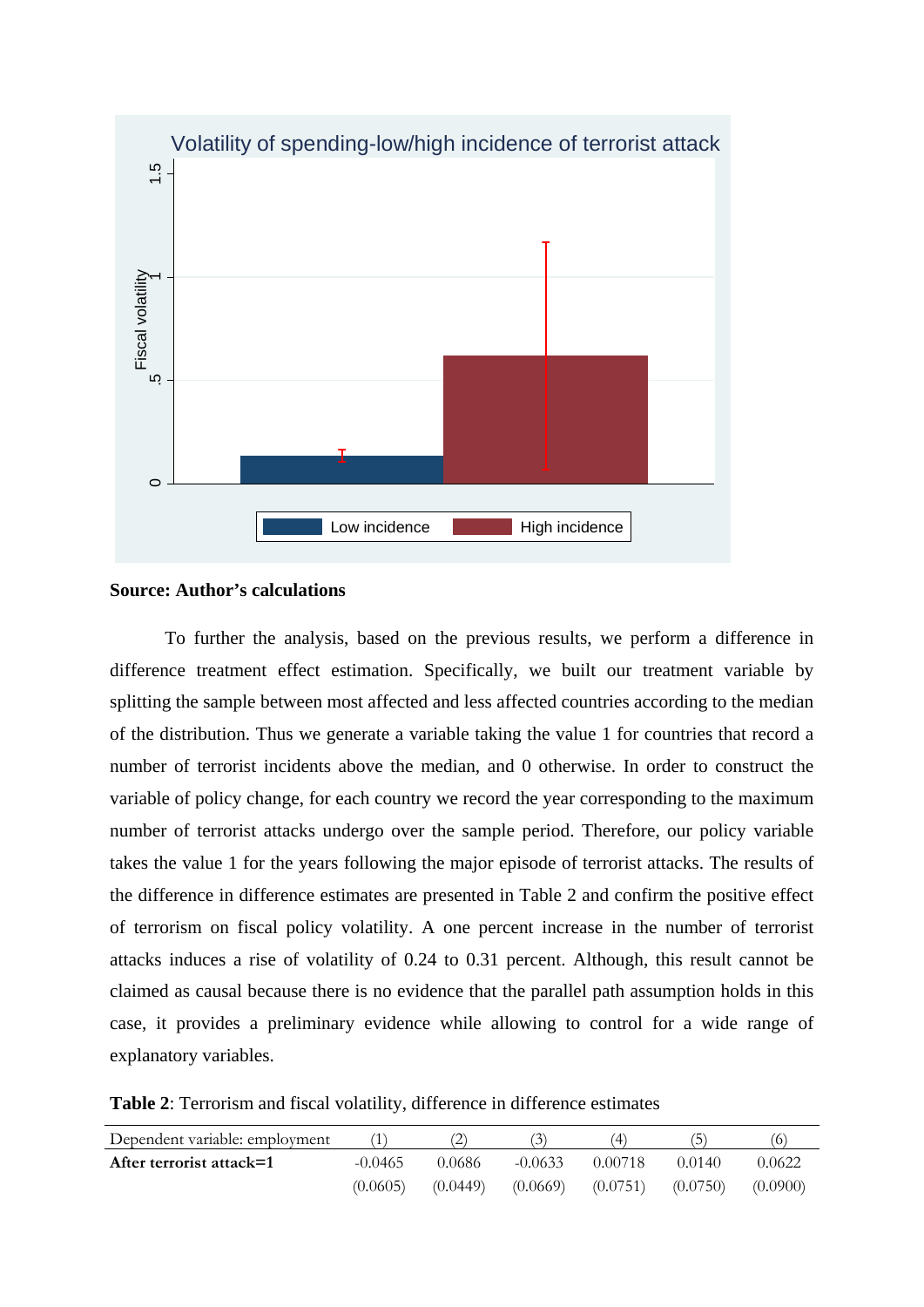Volatility of spending-low/high incidence of terrorist attack

Fiscal volatility

0

.5

1

1.5

Low incidence

High incidence

**Source: Author's calculations**

To further the analysis, based on the previous results, we perform a difference in difference treatment effect estimation. Specifically, we built our treatment variable by splitting the sample between most affected and less affected countries according to the median of the distribution. Thus we generate a variable taking the value 1 for countries that record a number of terrorist incidents above the median, and 0 otherwise. In order to construct the variable of policy change, for each country we record the year corresponding to the maximum number of terrorist attacks undergo over the sample period. Therefore, our policy variable takes the value 1 for the years following the major episode of terrorist attacks. The results of the difference in difference estimates are presented in Table 2 and confirm the positive effect of terrorism on fiscal policy volatility. A one percent increase in the number of terrorist attacks induces a rise of volatility of 0.24 to 0.31 percent. Although, this result cannot be claimed as causal because there is no evidence that the parallel path assumption holds in this case, it provides a preliminary evidence while allowing to control for a wide range of explanatory variables.

**Table 2**: Terrorism and fiscal volatility, difference in difference estimates

| Dependent variable: employment | (1) | (2) | (3) | (4) | (5) | (6) |
|---|---|---|---|---|---|---|
| **After terrorist attack=1** | -0.0465 | 0.0686 | -0.0633 | 0.00718 | 0.0140 | 0.0622 |
| | (0.0605) | (0.0449) | (0.0669) | (0.0751) | (0.0750) | (0.0900) |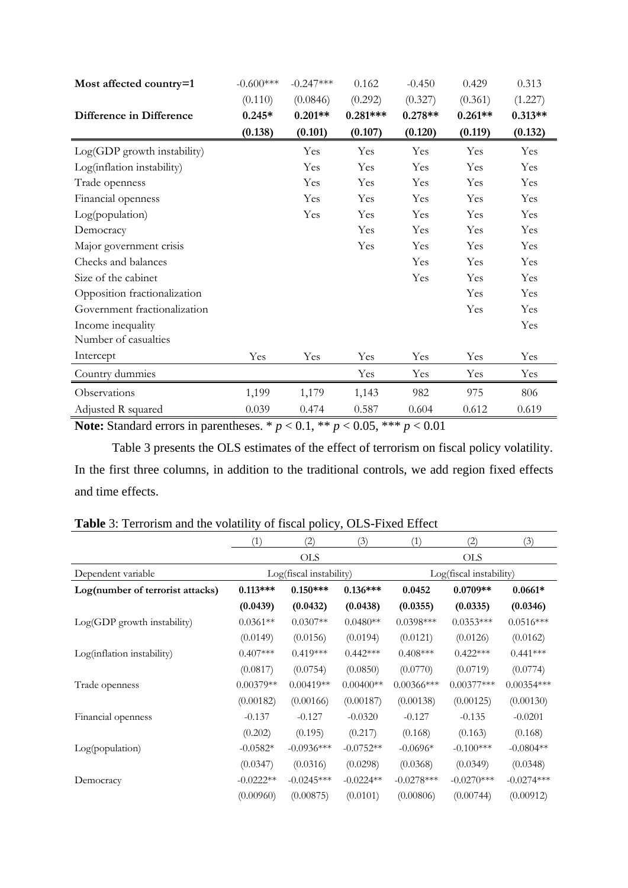| | | | | | | |
|---|---|---|---|---|---|---|
| **Most affected country=1** | -0.600*** | -0.247*** | 0.162 | -0.450 | 0.429 | 0.313 |
| | (0.110) | (0.0846) | (0.292) | (0.327) | (0.361) | (1.227) |
| **Difference in Difference** | **0.245*** | **0.201**** | **0.281***** | **0.278**** | **0.261**** | **0.313**** |
| | **(0.138)** | **(0.101)** | **(0.107)** | **(0.120)** | **(0.119)** | **(0.132)** |
| Log(GDP growth instability) | | Yes | Yes | Yes | Yes | Yes |
| Log(inflation instability) | | Yes | Yes | Yes | Yes | Yes |
| Trade openness | | Yes | Yes | Yes | Yes | Yes |
| Financial openness | | Yes | Yes | Yes | Yes | Yes |
| Log(population) | | Yes | Yes | Yes | Yes | Yes |
| Democracy | | | Yes | Yes | Yes | Yes |
| Major government crisis | | | Yes | Yes | Yes | Yes |
| Checks and balances | | | | Yes | Yes | Yes |
| Size of the cabinet | | | | Yes | Yes | Yes |
| Opposition fractionalization | | | | | Yes | Yes |
| Government fractionalization | | | | | Yes | Yes |
| Income inequality | | | | | | Yes |
| Number of casualties | | | | | | |
| Intercept | Yes | Yes | Yes | Yes | Yes | Yes |
| Country dummies | | | Yes | Yes | Yes | Yes |
| Observations | 1,199 | 1,179 | 1,143 | 982 | 975 | 806 |
| Adjusted R squared | 0.039 | 0.474 | 0.587 | 0.604 | 0.612 | 0.619 |

**Note:** Standard errors in parentheses. * $p < 0.1$, ** $p < 0.05$, *** $p < 0.01$

Table 3 presents the OLS estimates of the effect of terrorism on fiscal policy volatility. In the first three columns, in addition to the traditional controls, we add region fixed effects and time effects.

**Table** 3: Terrorism and the volatility of fiscal policy, OLS-Fixed Effect

| | (1) | (2) | (3) | (1) | (2) | (3) |
|---|---|---|---|---|---|---|
| | | OLS | | | OLS | |
| Dependent variable | | Log(fiscal instability) | | | Log(fiscal instability) | |
| **Log(number of terrorist attacks)** | **0.113***** | **0.150***** | **0.136***** | **0.0452** | **0.0709**** | **0.0661*** |
| | **(0.0439)** | **(0.0432)** | **(0.0438)** | **(0.0355)** | **(0.0335)** | **(0.0346)** |
| Log(GDP growth instability) | 0.0361** | 0.0307** | 0.0480** | 0.0398*** | 0.0353*** | 0.0516*** |
| | (0.0149) | (0.0156) | (0.0194) | (0.0121) | (0.0126) | (0.0162) |
| Log(inflation instability) | 0.407*** | 0.419*** | 0.442*** | 0.408*** | 0.422*** | 0.441*** |
| | (0.0817) | (0.0754) | (0.0850) | (0.0770) | (0.0719) | (0.0774) |
| Trade openness | 0.00379** | 0.00419** | 0.00400** | 0.00366*** | 0.00377*** | 0.00354*** |
| | (0.00182) | (0.00166) | (0.00187) | (0.00138) | (0.00125) | (0.00130) |
| Financial openness | -0.137 | -0.127 | -0.0320 | -0.127 | -0.135 | -0.0201 |
| | (0.202) | (0.195) | (0.217) | (0.168) | (0.163) | (0.168) |
| Log(population) | -0.0582* | -0.0936*** | -0.0752** | -0.0696* | -0.100*** | -0.0804** |
| | (0.0347) | (0.0316) | (0.0298) | (0.0368) | (0.0349) | (0.0348) |
| Democracy | -0.0222** | -0.0245*** | -0.0224** | -0.0278*** | -0.0270*** | -0.0274*** |
| | (0.00960) | (0.00875) | (0.0101) | (0.00806) | (0.00744) | (0.00912) |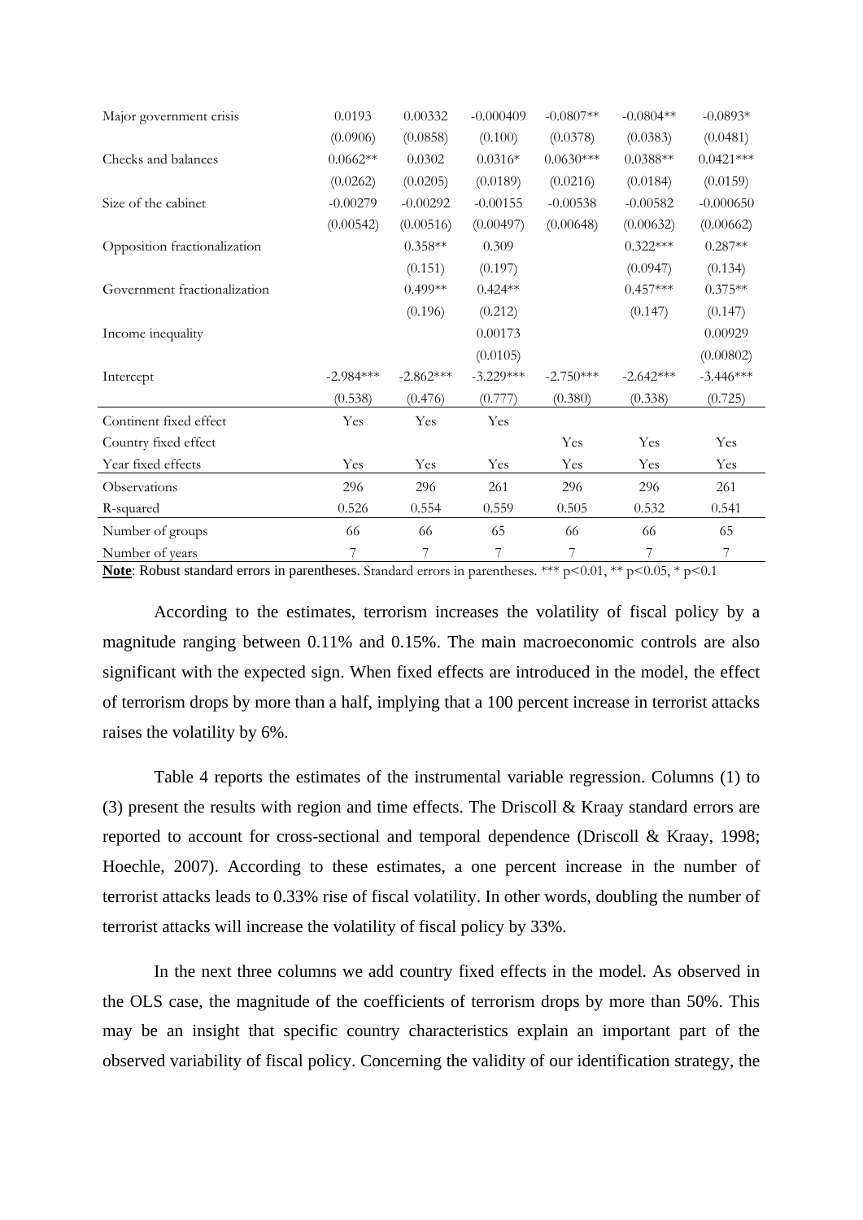| | | | | | | |
|---|---|---|---|---|---|---|
| Major government crisis | 0.0193 | 0.00332 | -0.000409 | -0.0807** | -0.0804** | -0.0893* |
| | (0.0906) | (0.0858) | (0.100) | (0.0378) | (0.0383) | (0.0481) |
| Checks and balances | 0.0662** | 0.0302 | 0.0316* | 0.0630*** | 0.0388** | 0.0421*** |
| | (0.0262) | (0.0205) | (0.0189) | (0.0216) | (0.0184) | (0.0159) |
| Size of the cabinet | -0.00279 | -0.00292 | -0.00155 | -0.00538 | -0.00582 | -0.000650 |
| | (0.00542) | (0.00516) | (0.00497) | (0.00648) | (0.00632) | (0.00662) |
| Opposition fractionalization | | 0.358** | 0.309 | | 0.322*** | 0.287** |
| | | (0.151) | (0.197) | | (0.0947) | (0.134) |
| Government fractionalization | | 0.499** | 0.424** | | 0.457*** | 0.375** |
| | | (0.196) | (0.212) | | (0.147) | (0.147) |
| Income inequality | | | 0.00173 | | | 0.00929 |
| | | | (0.0105) | | | (0.00802) |
| Intercept | -2.984*** | -2.862*** | -3.229*** | -2.750*** | -2.642*** | -3.446*** |
| | (0.538) | (0.476) | (0.777) | (0.380) | (0.338) | (0.725) |
| Continent fixed effect | Yes | Yes | Yes | | | |
| Country fixed effect | | | | Yes | Yes | Yes |
| Year fixed effects | Yes | Yes | Yes | Yes | Yes | Yes |
| Observations | 296 | 296 | 261 | 296 | 296 | 261 |
| R-squared | 0.526 | 0.554 | 0.559 | 0.505 | 0.532 | 0.541 |
| Number of groups | 66 | 66 | 65 | 66 | 66 | 65 |
| Number of years | 7 | 7 | 7 | 7 | 7 | 7 |

**Note**: Robust standard errors in parentheses. Standard errors in parentheses. *** p<0.01, ** p<0.05, * p<0.1

According to the estimates, terrorism increases the volatility of fiscal policy by a magnitude ranging between 0.11% and 0.15%. The main macroeconomic controls are also significant with the expected sign. When fixed effects are introduced in the model, the effect of terrorism drops by more than a half, implying that a 100 percent increase in terrorist attacks raises the volatility by 6%.

Table 4 reports the estimates of the instrumental variable regression. Columns (1) to (3) present the results with region and time effects. The Driscoll & Kraay standard errors are reported to account for cross-sectional and temporal dependence (Driscoll & Kraay, 1998; Hoechle, 2007). According to these estimates, a one percent increase in the number of terrorist attacks leads to 0.33% rise of fiscal volatility. In other words, doubling the number of terrorist attacks will increase the volatility of fiscal policy by 33%.

In the next three columns we add country fixed effects in the model. As observed in the OLS case, the magnitude of the coefficients of terrorism drops by more than 50%. This may be an insight that specific country characteristics explain an important part of the observed variability of fiscal policy. Concerning the validity of our identification strategy, the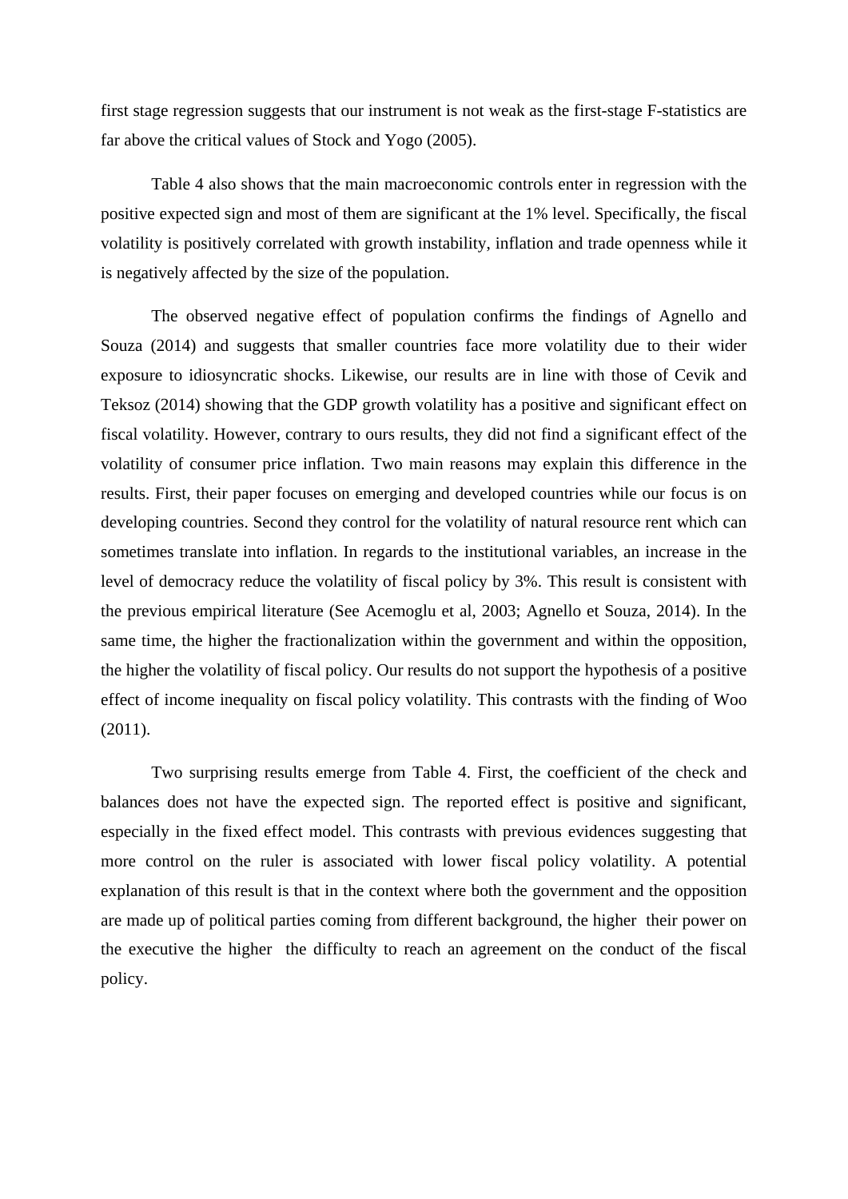first stage regression suggests that our instrument is not weak as the first-stage F-statistics are far above the critical values of Stock and Yogo (2005).

Table 4 also shows that the main macroeconomic controls enter in regression with the positive expected sign and most of them are significant at the 1% level. Specifically, the fiscal volatility is positively correlated with growth instability, inflation and trade openness while it is negatively affected by the size of the population.

The observed negative effect of population confirms the findings of Agnello and Souza (2014) and suggests that smaller countries face more volatility due to their wider exposure to idiosyncratic shocks. Likewise, our results are in line with those of Cevik and Teksoz (2014) showing that the GDP growth volatility has a positive and significant effect on fiscal volatility. However, contrary to ours results, they did not find a significant effect of the volatility of consumer price inflation. Two main reasons may explain this difference in the results. First, their paper focuses on emerging and developed countries while our focus is on developing countries. Second they control for the volatility of natural resource rent which can sometimes translate into inflation. In regards to the institutional variables, an increase in the level of democracy reduce the volatility of fiscal policy by 3%. This result is consistent with the previous empirical literature (See Acemoglu et al, 2003; Agnello et Souza, 2014). In the same time, the higher the fractionalization within the government and within the opposition, the higher the volatility of fiscal policy. Our results do not support the hypothesis of a positive effect of income inequality on fiscal policy volatility. This contrasts with the finding of Woo (2011).

Two surprising results emerge from Table 4. First, the coefficient of the check and balances does not have the expected sign. The reported effect is positive and significant, especially in the fixed effect model. This contrasts with previous evidences suggesting that more control on the ruler is associated with lower fiscal policy volatility. A potential explanation of this result is that in the context where both the government and the opposition are made up of political parties coming from different background, the higher their power on the executive the higher the difficulty to reach an agreement on the conduct of the fiscal policy.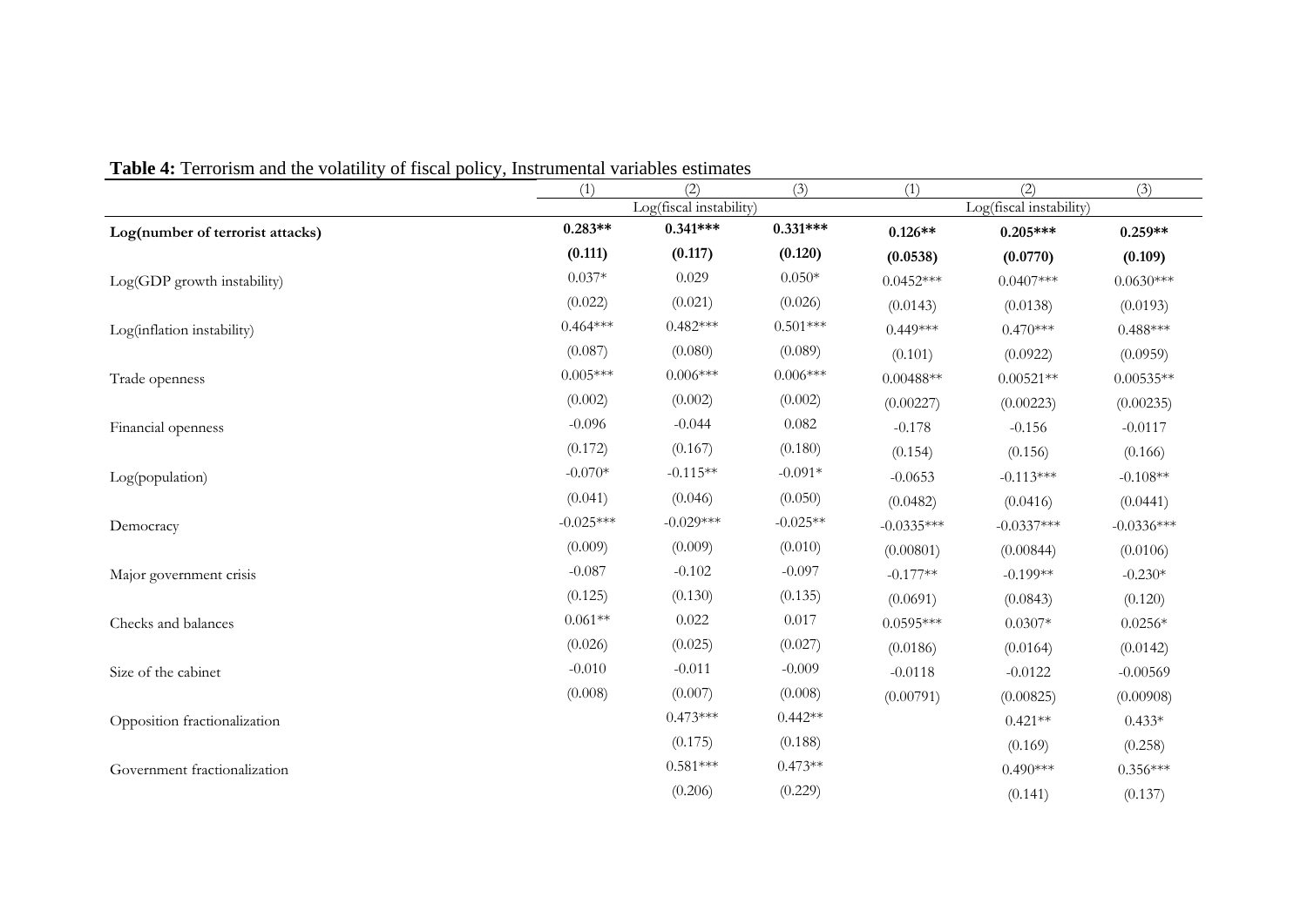**Table 4:** Terrorism and the volatility of fiscal policy, Instrumental variables estimates

| | (1) | (2) | (3) | (1) | (2) | (3) |
|---|---|---|---|---|---|---|
| | Log(fiscal instability) | | | Log(fiscal instability) | | |
| **Log(number of terrorist attacks)** | **0.283\*\*** | **0.341\*\*\*** | **0.331\*\*\*** | **0.126\*\*** | **0.205\*\*\*** | **0.259\*\*** |
| | **(0.111)** | **(0.117)** | **(0.120)** | **(0.0538)** | **(0.0770)** | **(0.109)** |
| Log(GDP growth instability) | 0.037\* | 0.029 | 0.050\* | 0.0452\*\*\* | 0.0407\*\*\* | 0.0630\*\*\* |
| | (0.022) | (0.021) | (0.026) | (0.0143) | (0.0138) | (0.0193) |
| Log(inflation instability) | 0.464\*\*\* | 0.482\*\*\* | 0.501\*\*\* | 0.449\*\*\* | 0.470\*\*\* | 0.488\*\*\* |
| | (0.087) | (0.080) | (0.089) | (0.101) | (0.0922) | (0.0959) |
| Trade openness | 0.005\*\*\* | 0.006\*\*\* | 0.006\*\*\* | 0.00488\*\* | 0.00521\*\* | 0.00535\*\* |
| | (0.002) | (0.002) | (0.002) | (0.00227) | (0.00223) | (0.00235) |
| Financial openness | -0.096 | -0.044 | 0.082 | -0.178 | -0.156 | -0.0117 |
| | (0.172) | (0.167) | (0.180) | (0.154) | (0.156) | (0.166) |
| Log(population) | -0.070\* | -0.115\*\* | -0.091\* | -0.0653 | -0.113\*\*\* | -0.108\*\* |
| | (0.041) | (0.046) | (0.050) | (0.0482) | (0.0416) | (0.0441) |
| Democracy | -0.025\*\*\* | -0.029\*\*\* | -0.025\*\* | -0.0335\*\*\* | -0.0337\*\*\* | -0.0336\*\*\* |
| | (0.009) | (0.009) | (0.010) | (0.00801) | (0.00844) | (0.0106) |
| Major government crisis | -0.087 | -0.102 | -0.097 | -0.177\*\* | -0.199\*\* | -0.230\* |
| | (0.125) | (0.130) | (0.135) | (0.0691) | (0.0843) | (0.120) |
| Checks and balances | 0.061\*\* | 0.022 | 0.017 | 0.0595\*\*\* | 0.0307\* | 0.0256\* |
| | (0.026) | (0.025) | (0.027) | (0.0186) | (0.0164) | (0.0142) |
| Size of the cabinet | -0.010 | -0.011 | -0.009 | -0.0118 | -0.0122 | -0.00569 |
| | (0.008) | (0.007) | (0.008) | (0.00791) | (0.00825) | (0.00908) |
| Opposition fractionalization | | 0.473\*\*\* | 0.442\*\* | | 0.421\*\* | 0.433\* |
| | | (0.175) | (0.188) | | (0.169) | (0.258) |
| Government fractionalization | | 0.581\*\*\* | 0.473\*\* | | 0.490\*\*\* | 0.356\*\*\* |
| | | (0.206) | (0.229) | | (0.141) | (0.137) |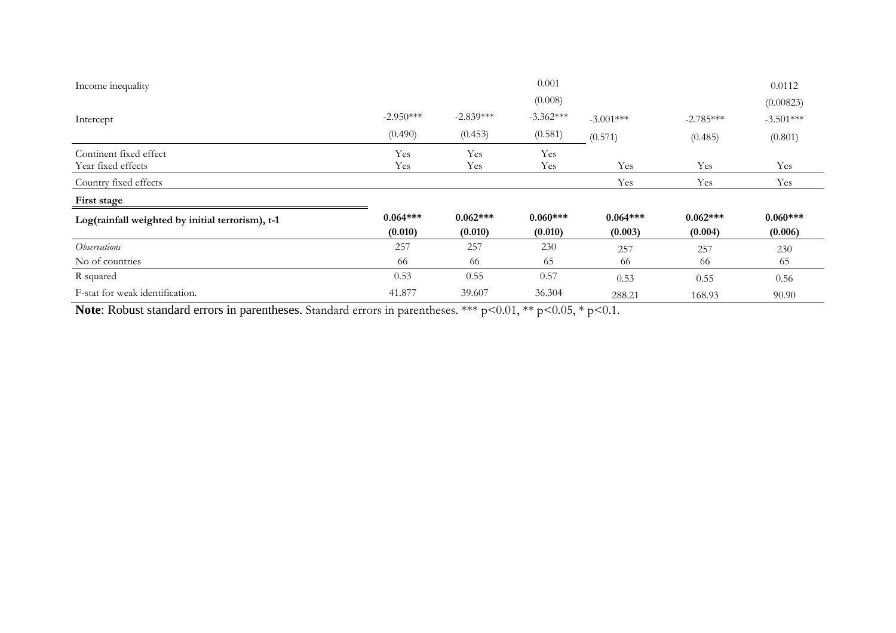| | | | | | | |
|---|---|---|---|---|---|---|
| Income inequality | | | 0.001 | | | 0.0112 |
| | | | (0.008) | | | (0.00823) |
| Intercept | -2.950*** | -2.839*** | -3.362*** | -3.001*** | -2.785*** | -3.501*** |
| | (0.490) | (0.453) | (0.581) | (0.571) | (0.485) | (0.801) |
| Continent fixed effect | Yes | Yes | Yes | | | |
| Year fixed effects | Yes | Yes | Yes | Yes | Yes | Yes |
| Country fixed effects | | | | Yes | Yes | Yes |
| **First stage** | | | | | | |
| **Log(rainfall weighted by initial terrorism), t-1** | **0.064*** ** | **0.062*** ** | **0.060*** ** | **0.064*** ** | **0.062*** ** | **0.060*** ** |
| | **(0.010)** | **(0.010)** | **(0.010)** | **(0.003)** | **(0.004)** | **(0.006)** |
| *Observations* | 257 | 257 | 230 | 257 | 257 | 230 |
| No of countries | 66 | 66 | 65 | 66 | 66 | 65 |
| R squared | 0.53 | 0.55 | 0.57 | 0.53 | 0.55 | 0.56 |
| F-stat for weak identification. | 41.877 | 39.607 | 36.304 | 288.21 | 168.93 | 90.90 |

**Note**: Robust standard errors in parentheses. Standard errors in parentheses. *** p<0.01, ** p<0.05, * p<0.1.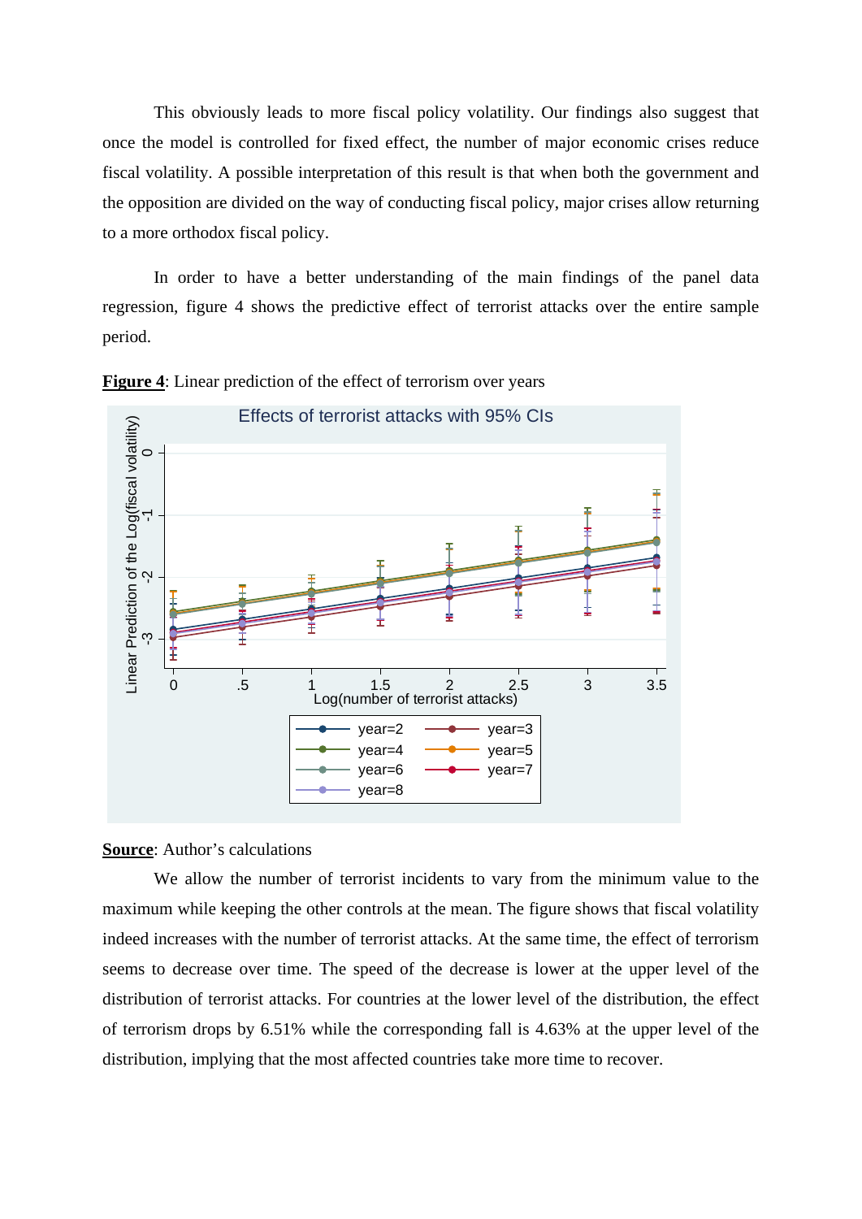This obviously leads to more fiscal policy volatility. Our findings also suggest that once the model is controlled for fixed effect, the number of major economic crises reduce fiscal volatility. A possible interpretation of this result is that when both the government and the opposition are divided on the way of conducting fiscal policy, major crises allow returning to a more orthodox fiscal policy.

In order to have a better understanding of the main findings of the panel data regression, figure 4 shows the predictive effect of terrorist attacks over the entire sample period.

**Figure 4**: Linear prediction of the effect of terrorism over years

Effects of terrorist attacks with 95% CIs

Linear Prediction of the Log(fiscal volatility)

0
-1
-2
-3

0 .5 1 1.5 2 2.5 3 3.5

Log(number of terrorist attacks)

year=2
year=3
year=4
year=5
year=6
year=7
year=8

**Source**: Author's calculations

We allow the number of terrorist incidents to vary from the minimum value to the maximum while keeping the other controls at the mean. The figure shows that fiscal volatility indeed increases with the number of terrorist attacks. At the same time, the effect of terrorism seems to decrease over time. The speed of the decrease is lower at the upper level of the distribution of terrorist attacks. For countries at the lower level of the distribution, the effect of terrorism drops by 6.51% while the corresponding fall is 4.63% at the upper level of the distribution, implying that the most affected countries take more time to recover.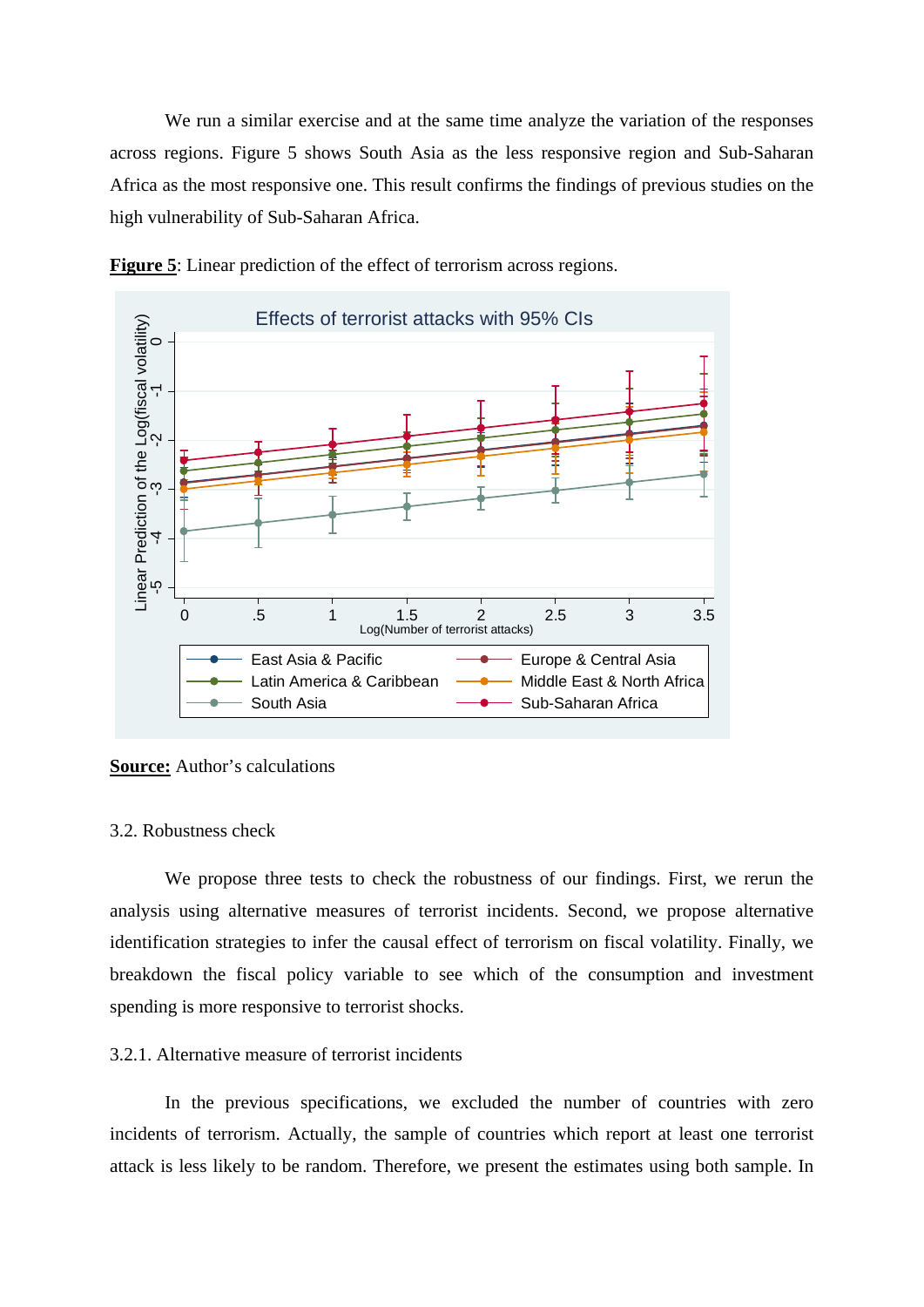We run a similar exercise and at the same time analyze the variation of the responses across regions. Figure 5 shows South Asia as the less responsive region and Sub-Saharan Africa as the most responsive one. This result confirms the findings of previous studies on the high vulnerability of Sub-Saharan Africa.

**Figure 5**: Linear prediction of the effect of terrorism across regions.

**Source:** Author's calculations

3.2. Robustness check

We propose three tests to check the robustness of our findings. First, we rerun the analysis using alternative measures of terrorist incidents. Second, we propose alternative identification strategies to infer the causal effect of terrorism on fiscal volatility. Finally, we breakdown the fiscal policy variable to see which of the consumption and investment spending is more responsive to terrorist shocks.

3.2.1. Alternative measure of terrorist incidents

In the previous specifications, we excluded the number of countries with zero incidents of terrorism. Actually, the sample of countries which report at least one terrorist attack is less likely to be random. Therefore, we present the estimates using both sample. In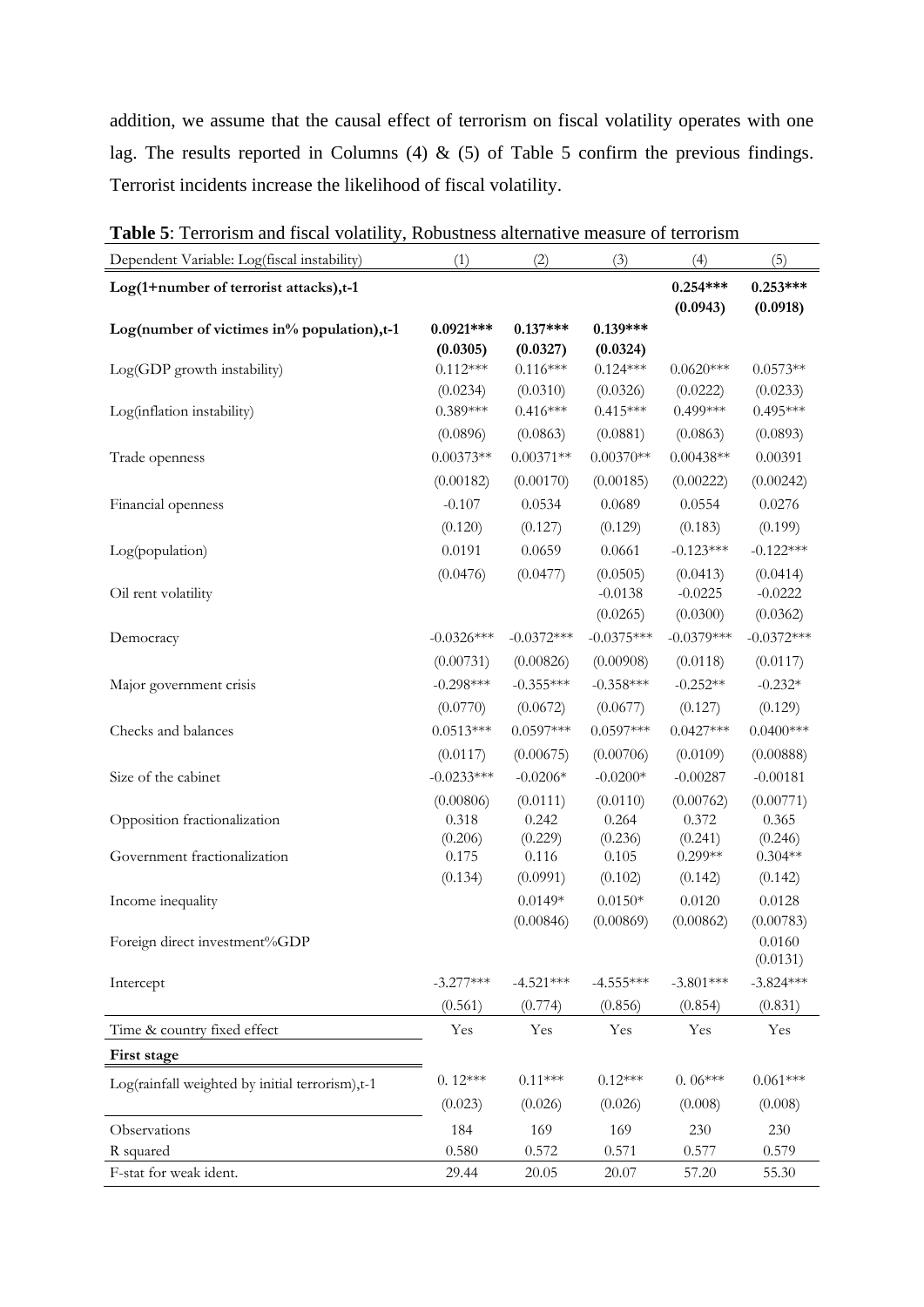addition, we assume that the causal effect of terrorism on fiscal volatility operates with one lag. The results reported in Columns (4) & (5) of Table 5 confirm the previous findings. Terrorist incidents increase the likelihood of fiscal volatility.

**Table 5**: Terrorism and fiscal volatility, Robustness alternative measure of terrorism

| Dependent Variable: Log(fiscal instability) | (1) | (2) | (3) | (4) | (5) |
|---|---|---|---|---|---|
| **Log(1+number of terrorist attacks),t-1** | | | | **0.254***** | **0.253***** |
| | | | | **(0.0943)** | **(0.0918)** |
| **Log(number of victims in% population),t-1** | **0.0921***** | **0.137***** | **0.139***** | | |
| | **(0.0305)** | **(0.0327)** | **(0.0324)** | | |
| Log(GDP growth instability) | 0.112*** | 0.116*** | 0.124*** | 0.0620*** | 0.0573** |
| | (0.0234) | (0.0310) | (0.0326) | (0.0222) | (0.0233) |
| Log(inflation instability) | 0.389*** | 0.416*** | 0.415*** | 0.499*** | 0.495*** |
| | (0.0896) | (0.0863) | (0.0881) | (0.0863) | (0.0893) |
| Trade openness | 0.00373** | 0.00371** | 0.00370** | 0.00438** | 0.00391 |
| | (0.00182) | (0.00170) | (0.00185) | (0.00222) | (0.00242) |
| Financial openness | -0.107 | 0.0534 | 0.0689 | 0.0554 | 0.0276 |
| | (0.120) | (0.127) | (0.129) | (0.183) | (0.199) |
| Log(population) | 0.0191 | 0.0659 | 0.0661 | -0.123*** | -0.122*** |
| | (0.0476) | (0.0477) | (0.0505) | (0.0413) | (0.0414) |
| Oil rent volatility | | | -0.0138 | -0.0225 | -0.0222 |
| | | | (0.0265) | (0.0300) | (0.0362) |
| Democracy | -0.0326*** | -0.0372*** | -0.0375*** | -0.0379*** | -0.0372*** |
| | (0.00731) | (0.00826) | (0.00908) | (0.0118) | (0.0117) |
| Major government crisis | -0.298*** | -0.355*** | -0.358*** | -0.252** | -0.232* |
| | (0.0770) | (0.0672) | (0.0677) | (0.127) | (0.129) |
| Checks and balances | 0.0513*** | 0.0597*** | 0.0597*** | 0.0427*** | 0.0400*** |
| | (0.0117) | (0.00675) | (0.00706) | (0.0109) | (0.00888) |
| Size of the cabinet | -0.0233*** | -0.0206* | -0.0200* | -0.00287 | -0.00181 |
| | (0.00806) | (0.0111) | (0.0110) | (0.00762) | (0.00771) |
| Opposition fractionalization | 0.318 | 0.242 | 0.264 | 0.372 | 0.365 |
| | (0.206) | (0.229) | (0.236) | (0.241) | (0.246) |
| Government fractionalization | 0.175 | 0.116 | 0.105 | 0.299** | 0.304** |
| | (0.134) | (0.0991) | (0.102) | (0.142) | (0.142) |
| Income inequality | | 0.0149* | 0.0150* | 0.0120 | 0.0128 |
| | | (0.00846) | (0.00869) | (0.00862) | (0.00783) |
| Foreign direct investment%GDP | | | | | 0.0160 |
| | | | | | (0.0131) |
| Intercept | -3.277*** | -4.521*** | -4.555*** | -3.801*** | -3.824*** |
| | (0.561) | (0.774) | (0.856) | (0.854) | (0.831) |
| Time & country fixed effect | Yes | Yes | Yes | Yes | Yes |
| **First stage** | | | | | |
| Log(rainfall weighted by initial terrorism),t-1 | 0. 12*** | 0.11*** | 0.12*** | 0. 06*** | 0.061*** |
| | (0.023) | (0.026) | (0.026) | (0.008) | (0.008) |
| Observations | 184 | 169 | 169 | 230 | 230 |
| R squared | 0.580 | 0.572 | 0.571 | 0.577 | 0.579 |
| F-stat for weak ident. | 29.44 | 20.05 | 20.07 | 57.20 | 55.30 |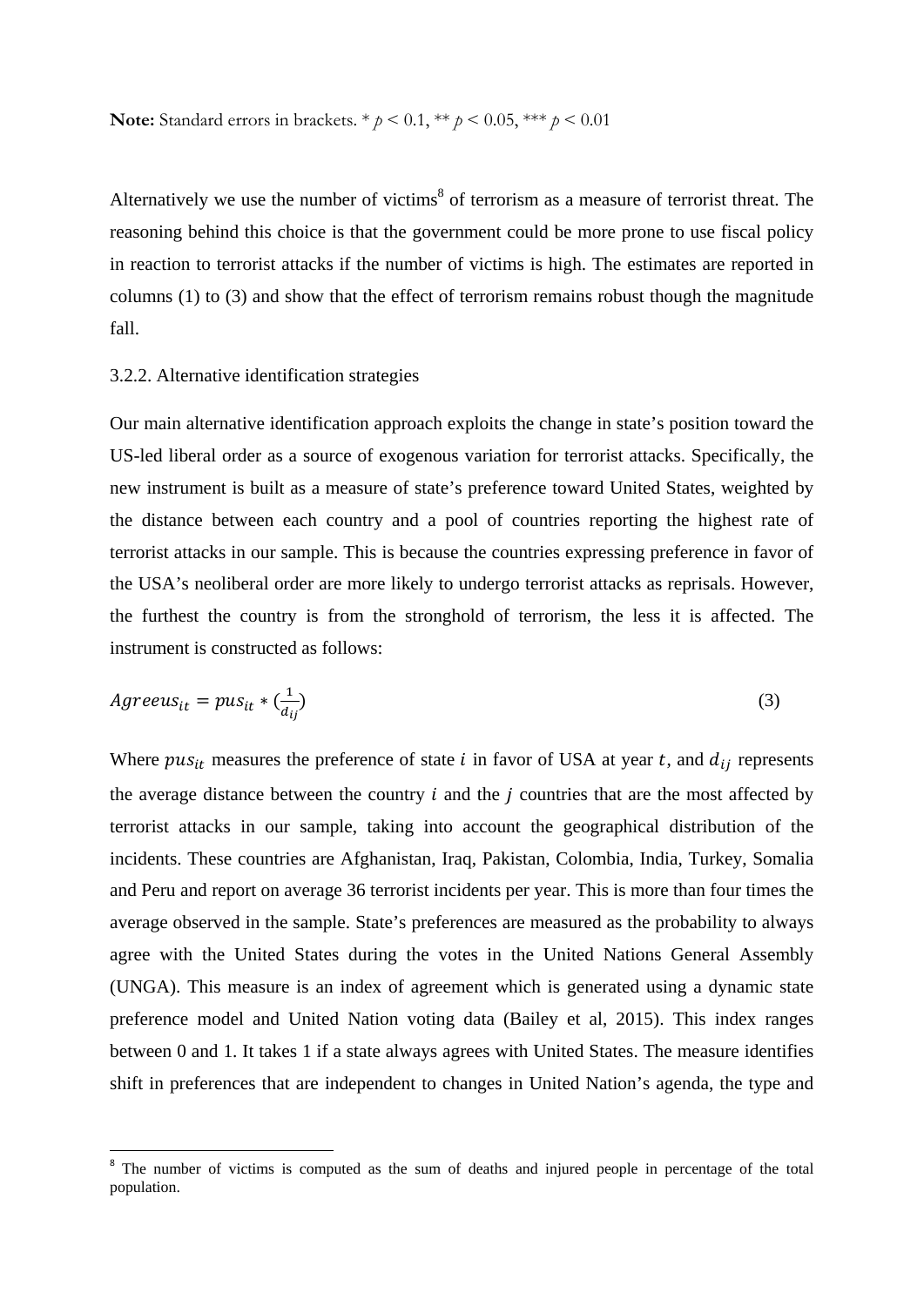**Note:** Standard errors in brackets. * $p < 0.1$, ** $p < 0.05$, *** $p < 0.01$

Alternatively we use the number of victims[8] of terrorism as a measure of terrorist threat. The reasoning behind this choice is that the government could be more prone to use fiscal policy in reaction to terrorist attacks if the number of victims is high. The estimates are reported in columns (1) to (3) and show that the effect of terrorism remains robust though the magnitude fall.

3.2.2. Alternative identification strategies

Our main alternative identification approach exploits the change in state's position toward the US-led liberal order as a source of exogenous variation for terrorist attacks. Specifically, the new instrument is built as a measure of state's preference toward United States, weighted by the distance between each country and a pool of countries reporting the highest rate of terrorist attacks in our sample. This is because the countries expressing preference in favor of the USA's neoliberal order are more likely to undergo terrorist attacks as reprisals. However, the furthest the country is from the stronghold of terrorism, the less it is affected. The instrument is constructed as follows:

$$Agreeus_{it} = pus_{it} * (\frac{1}{d_{ij}}) \tag{3}$$

Where $pus_{it}$ measures the preference of state $i$ in favor of USA at year $t$, and $d_{ij}$ represents the average distance between the country $i$ and the $j$ countries that are the most affected by terrorist attacks in our sample, taking into account the geographical distribution of the incidents. These countries are Afghanistan, Iraq, Pakistan, Colombia, India, Turkey, Somalia and Peru and report on average 36 terrorist incidents per year. This is more than four times the average observed in the sample. State's preferences are measured as the probability to always agree with the United States during the votes in the United Nations General Assembly (UNGA). This measure is an index of agreement which is generated using a dynamic state preference model and United Nation voting data (Bailey et al, 2015). This index ranges between 0 and 1. It takes 1 if a state always agrees with United States. The measure identifies shift in preferences that are independent to changes in United Nation's agenda, the type and

[8] The number of victims is computed as the sum of deaths and injured people in percentage of the total population.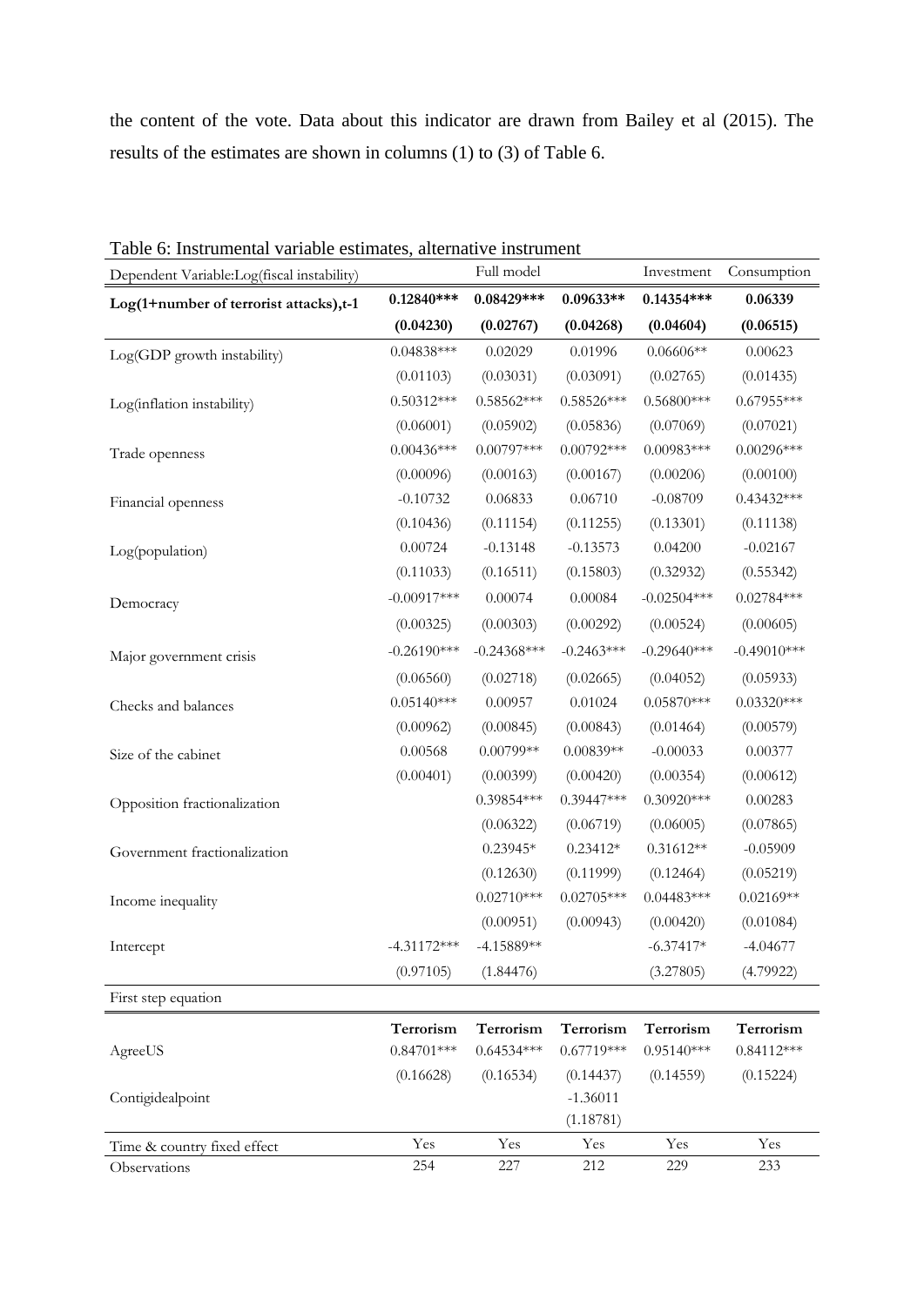the content of the vote. Data about this indicator are drawn from Bailey et al (2015). The results of the estimates are shown in columns (1) to (3) of Table 6.

Table 6: Instrumental variable estimates, alternative instrument

| Dependent Variable:Log(fiscal instability) | | Full model | | Investment | Consumption |
|---|---|---|---|---|---|
| **Log(1+number of terrorist attacks),t-1** | **0.12840\*\*\*** | **0.08429\*\*\*** | **0.09633\*\*** | **0.14354\*\*\*** | **0.06339** |
| | **(0.04230)** | **(0.02767)** | **(0.04268)** | **(0.04604)** | **(0.06515)** |
| Log(GDP growth instability) | 0.04838*** | 0.02029 | 0.01996 | 0.06606** | 0.00623 |
| | (0.01103) | (0.03031) | (0.03091) | (0.02765) | (0.01435) |
| Log(inflation instability) | 0.50312*** | 0.58562*** | 0.58526*** | 0.56800*** | 0.67955*** |
| | (0.06001) | (0.05902) | (0.05836) | (0.07069) | (0.07021) |
| Trade openness | 0.00436*** | 0.00797*** | 0.00792*** | 0.00983*** | 0.00296*** |
| | (0.00096) | (0.00163) | (0.00167) | (0.00206) | (0.00100) |
| Financial openness | -0.10732 | 0.06833 | 0.06710 | -0.08709 | 0.43432*** |
| | (0.10436) | (0.11154) | (0.11255) | (0.13301) | (0.11138) |
| Log(population) | 0.00724 | -0.13148 | -0.13573 | 0.04200 | -0.02167 |
| | (0.11033) | (0.16511) | (0.15803) | (0.32932) | (0.55342) |
| Democracy | -0.00917*** | 0.00074 | 0.00084 | -0.02504*** | 0.02784*** |
| | (0.00325) | (0.00303) | (0.00292) | (0.00524) | (0.00605) |
| Major government crisis | -0.26190*** | -0.24368*** | -0.2463*** | -0.29640*** | -0.49010*** |
| | (0.06560) | (0.02718) | (0.02665) | (0.04052) | (0.05933) |
| Checks and balances | 0.05140*** | 0.00957 | 0.01024 | 0.05870*** | 0.03320*** |
| | (0.00962) | (0.00845) | (0.00843) | (0.01464) | (0.00579) |
| Size of the cabinet | 0.00568 | 0.00799** | 0.00839** | -0.00033 | 0.00377 |
| | (0.00401) | (0.00399) | (0.00420) | (0.00354) | (0.00612) |
| Opposition fractionalization | | 0.39854*** | 0.39447*** | 0.30920*** | 0.00283 |
| | | (0.06322) | (0.06719) | (0.06005) | (0.07865) |
| Government fractionalization | | 0.23945* | 0.23412* | 0.31612** | -0.05909 |
| | | (0.12630) | (0.11999) | (0.12464) | (0.05219) |
| Income inequality | | 0.02710*** | 0.02705*** | 0.04483*** | 0.02169** |
| | | (0.00951) | (0.00943) | (0.00420) | (0.01084) |
| Intercept | -4.31172*** | -4.15889** | | -6.37417* | -4.04677 |
| | (0.97105) | (1.84476) | | (3.27805) | (4.79922) |
| First step equation | | | | | |
| | **Terrorism** | **Terrorism** | **Terrorism** | **Terrorism** | **Terrorism** |
| AgreeUS | 0.84701*** | 0.64534*** | 0.67719*** | 0.95140*** | 0.84112*** |
| | (0.16628) | (0.16534) | (0.14437) | (0.14559) | (0.15224) |
| Contigidealpoint | | | -1.36011 | | |
| | | | (1.18781) | | |
| Time & country fixed effect | Yes | Yes | Yes | Yes | Yes |
| Observations | 254 | 227 | 212 | 229 | 233 |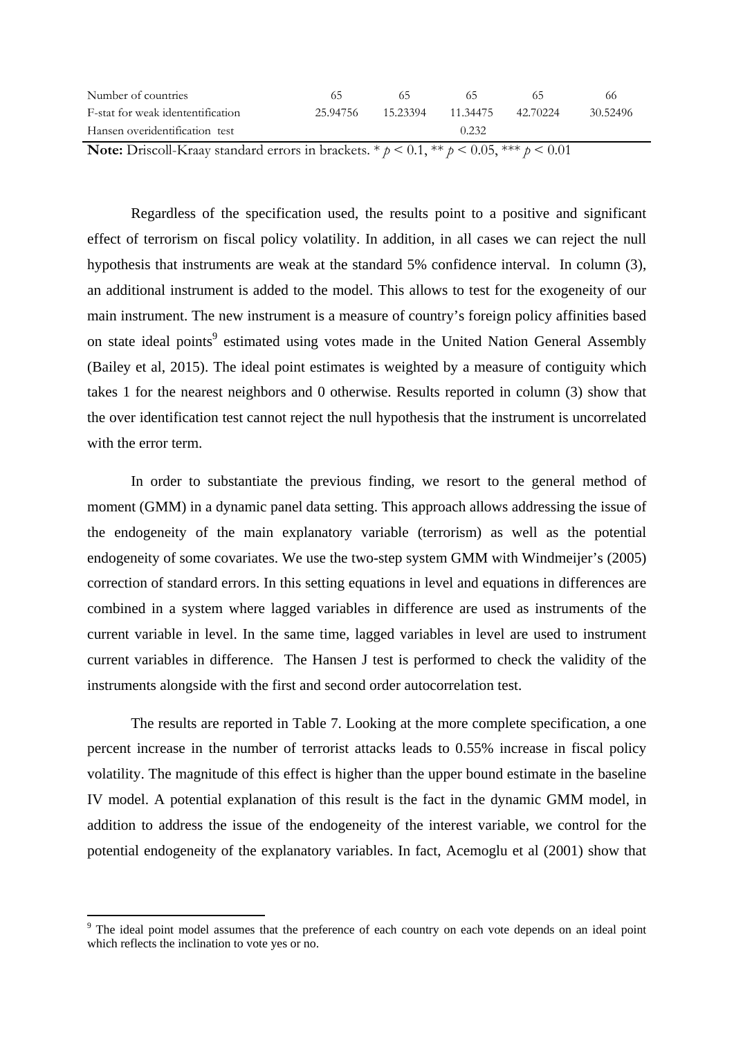| | | | | | |
|---|---|---|---|---|---|
| Number of countries | 65 | 65 | 65 | 65 | 66 |
| F-stat for weak idententification | 25.94756 | 15.23394 | 11.34475 | 42.70224 | 30.52496 |
| Hansen overidentification test | | | 0.232 | | |

**Note:** Driscoll-Kraay standard errors in brackets. * $p < 0.1$, ** $p < 0.05$, *** $p < 0.01$

Regardless of the specification used, the results point to a positive and significant effect of terrorism on fiscal policy volatility. In addition, in all cases we can reject the null hypothesis that instruments are weak at the standard 5% confidence interval. In column (3), an additional instrument is added to the model. This allows to test for the exogeneity of our main instrument. The new instrument is a measure of country's foreign policy affinities based on state ideal points[9] estimated using votes made in the United Nation General Assembly (Bailey et al, 2015). The ideal point estimates is weighted by a measure of contiguity which takes 1 for the nearest neighbors and 0 otherwise. Results reported in column (3) show that the over identification test cannot reject the null hypothesis that the instrument is uncorrelated with the error term.

In order to substantiate the previous finding, we resort to the general method of moment (GMM) in a dynamic panel data setting. This approach allows addressing the issue of the endogeneity of the main explanatory variable (terrorism) as well as the potential endogeneity of some covariates. We use the two-step system GMM with Windmeijer's (2005) correction of standard errors. In this setting equations in level and equations in differences are combined in a system where lagged variables in difference are used as instruments of the current variable in level. In the same time, lagged variables in level are used to instrument current variables in difference. The Hansen J test is performed to check the validity of the instruments alongside with the first and second order autocorrelation test.

The results are reported in Table 7. Looking at the more complete specification, a one percent increase in the number of terrorist attacks leads to 0.55% increase in fiscal policy volatility. The magnitude of this effect is higher than the upper bound estimate in the baseline IV model. A potential explanation of this result is the fact in the dynamic GMM model, in addition to address the issue of the endogeneity of the interest variable, we control for the potential endogeneity of the explanatory variables. In fact, Acemoglu et al (2001) show that

[9] The ideal point model assumes that the preference of each country on each vote depends on an ideal point which reflects the inclination to vote yes or no.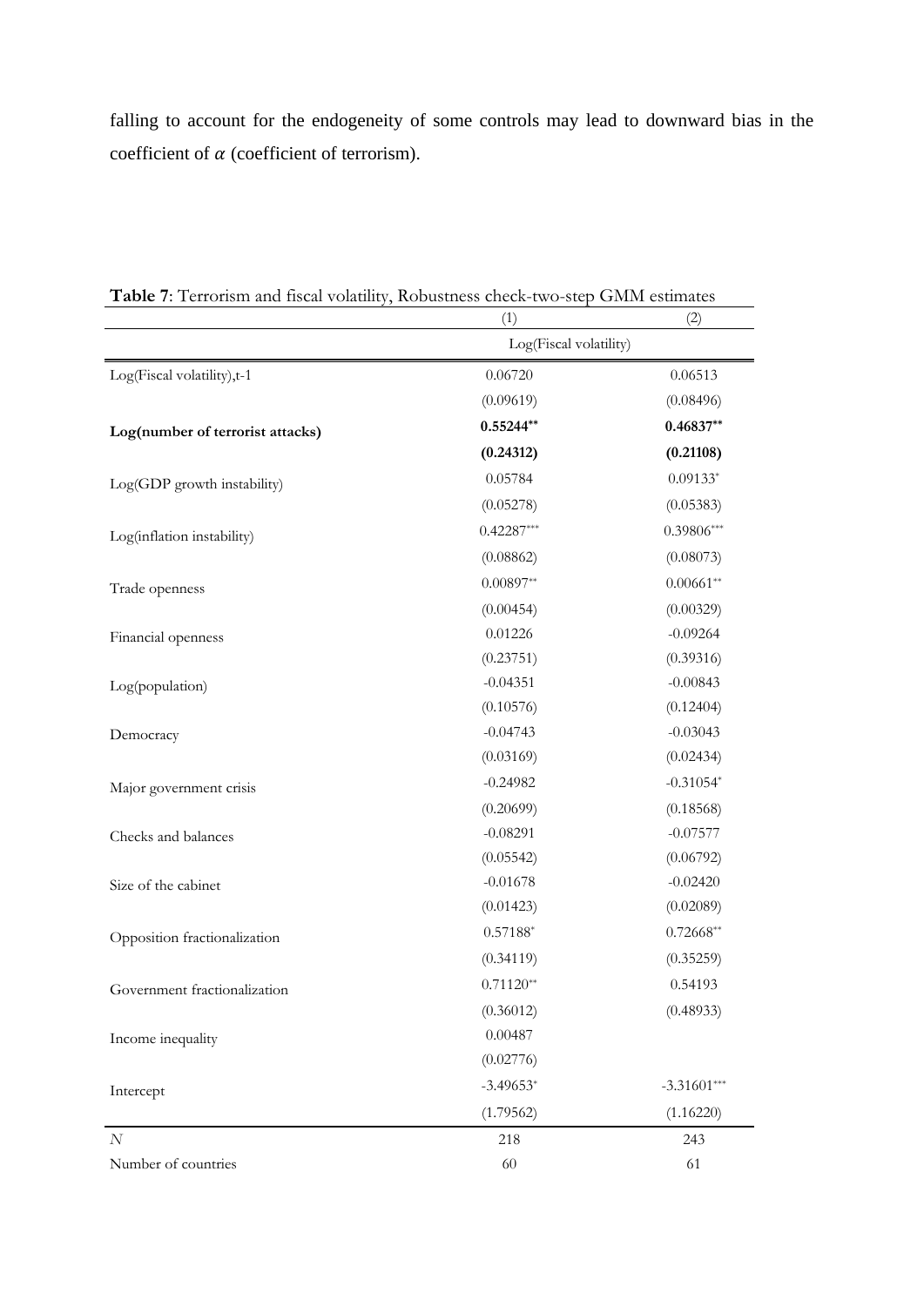falling to account for the endogeneity of some controls may lead to downward bias in the coefficient of $\alpha$ (coefficient of terrorism).

**Table 7**: Terrorism and fiscal volatility, Robustness check-two-step GMM estimates

| | (1) | (2) |
|---|---|---|
| | Log(Fiscal volatility) | |
| Log(Fiscal volatility),t-1 | 0.06720 | 0.06513 |
| | (0.09619) | (0.08496) |
| **Log(number of terrorist attacks)** | **0.55244**\*\* | **0.46837**\*\* |
| | **(0.24312)** | **(0.21108)** |
| Log(GDP growth instability) | 0.05784 | 0.09133\* |
| | (0.05278) | (0.05383) |
| Log(inflation instability) | 0.42287\*\*\* | 0.39806\*\*\* |
| | (0.08862) | (0.08073) |
| Trade openness | 0.00897\*\* | 0.00661\*\* |
| | (0.00454) | (0.00329) |
| Financial openness | 0.01226 | -0.09264 |
| | (0.23751) | (0.39316) |
| Log(population) | -0.04351 | -0.00843 |
| | (0.10576) | (0.12404) |
| Democracy | -0.04743 | -0.03043 |
| | (0.03169) | (0.02434) |
| Major government crisis | -0.24982 | -0.31054\* |
| | (0.20699) | (0.18568) |
| Checks and balances | -0.08291 | -0.07577 |
| | (0.05542) | (0.06792) |
| Size of the cabinet | -0.01678 | -0.02420 |
| | (0.01423) | (0.02089) |
| Opposition fractionalization | 0.57188\* | 0.72668\*\* |
| | (0.34119) | (0.35259) |
| Government fractionalization | 0.71120\*\* | 0.54193 |
| | (0.36012) | (0.48933) |
| Income inequality | 0.00487 | |
| | (0.02776) | |
| Intercept | -3.49653\* | -3.31601\*\*\* |
| | (1.79562) | (1.16220) |
| $N$ | 218 | 243 |
| Number of countries | 60 | 61 |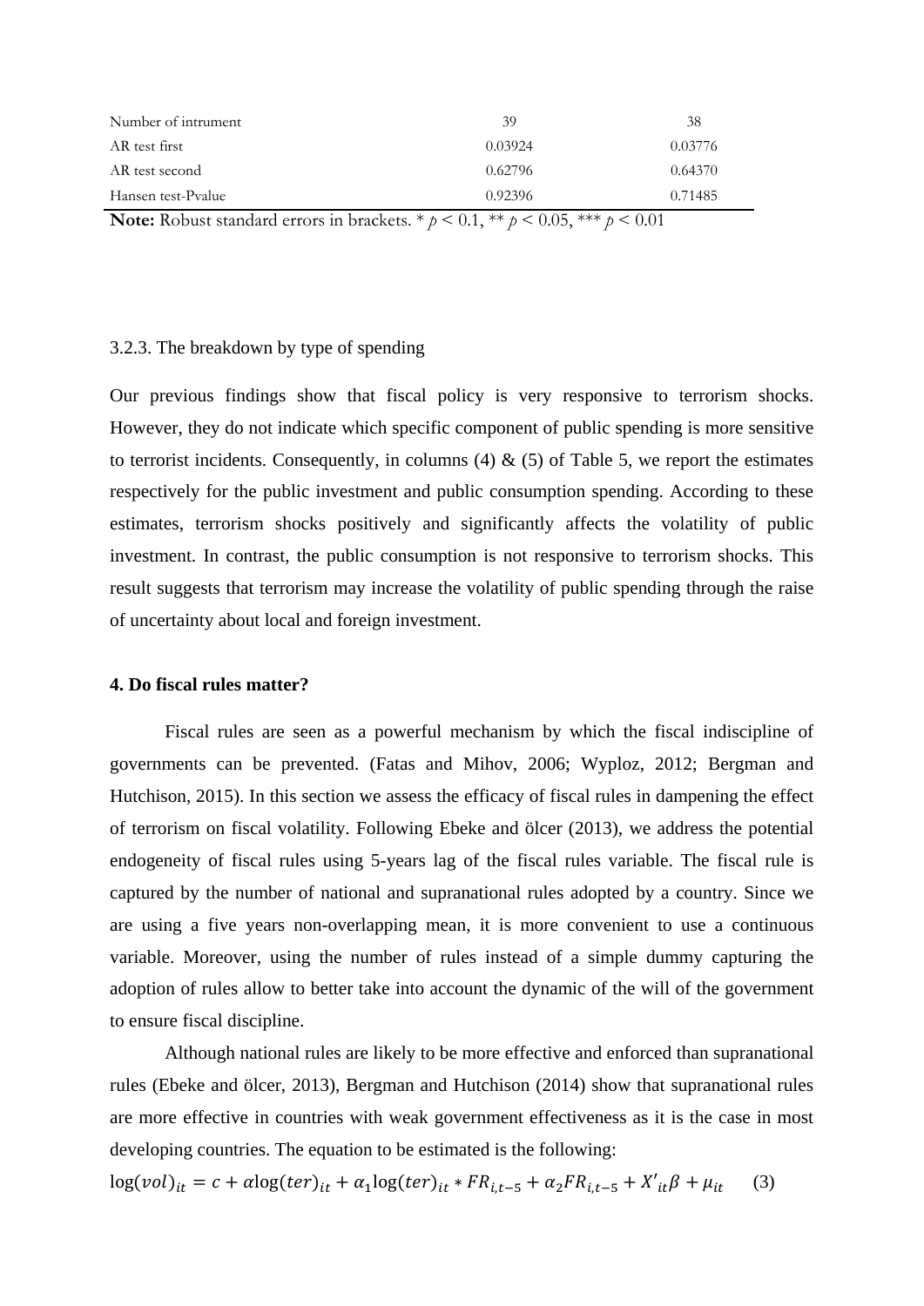| | | |
|---|---|---|
| Number of intrument | 39 | 38 |
| AR test first | 0.03924 | 0.03776 |
| AR test second | 0.62796 | 0.64370 |
| Hansen test-Pvalue | 0.92396 | 0.71485 |

**Note:** Robust standard errors in brackets. * $p < 0.1$, ** $p < 0.05$, *** $p < 0.01$

### 3.2.3. The breakdown by type of spending

Our previous findings show that fiscal policy is very responsive to terrorism shocks. However, they do not indicate which specific component of public spending is more sensitive to terrorist incidents. Consequently, in columns (4) & (5) of Table 5, we report the estimates respectively for the public investment and public consumption spending. According to these estimates, terrorism shocks positively and significantly affects the volatility of public investment. In contrast, the public consumption is not responsive to terrorism shocks. This result suggests that terrorism may increase the volatility of public spending through the raise of uncertainty about local and foreign investment.

## 4. Do fiscal rules matter?

Fiscal rules are seen as a powerful mechanism by which the fiscal indiscipline of governments can be prevented. (Fatas and Mihov, 2006; Wyploz, 2012; Bergman and Hutchison, 2015). In this section we assess the efficacy of fiscal rules in dampening the effect of terrorism on fiscal volatility. Following Ebeke and ölcer (2013), we address the potential endogeneity of fiscal rules using 5-years lag of the fiscal rules variable. The fiscal rule is captured by the number of national and supranational rules adopted by a country. Since we are using a five years non-overlapping mean, it is more convenient to use a continuous variable. Moreover, using the number of rules instead of a simple dummy capturing the adoption of rules allow to better take into account the dynamic of the will of the government to ensure fiscal discipline.

Although national rules are likely to be more effective and enforced than supranational rules (Ebeke and ölcer, 2013), Bergman and Hutchison (2014) show that supranational rules are more effective in countries with weak government effectiveness as it is the case in most developing countries. The equation to be estimated is the following:

$$\log(vol)_{it} = c + \alpha \log(ter)_{it} + \alpha_1 \log(ter)_{it} * FR_{i,t-5} + \alpha_2 FR_{i,t-5} + X'_{it}\beta + \mu_{it} \qquad (3)$$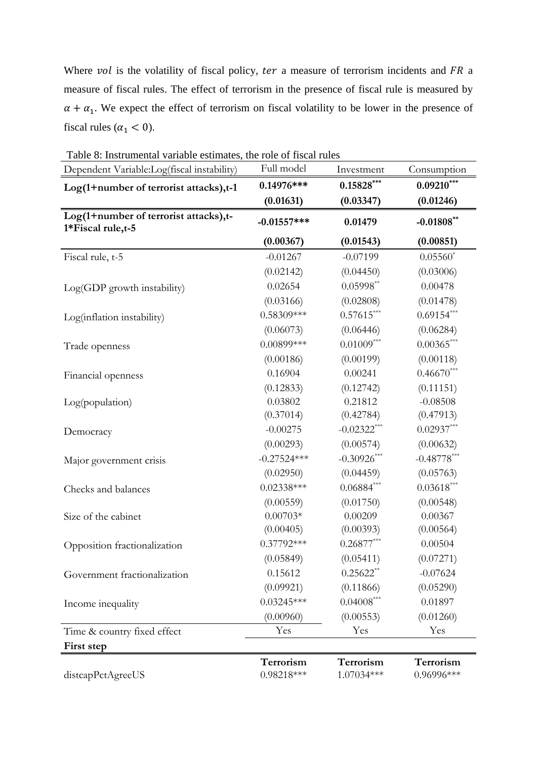Where $vol$ is the volatility of fiscal policy, $ter$ a measure of terrorism incidents and $FR$ a measure of fiscal rules. The effect of terrorism in the presence of fiscal rule is measured by $\alpha + \alpha_1$. We expect the effect of terrorism on fiscal volatility to be lower in the presence of fiscal rules ($\alpha_1 < 0$).

Table 8: Instrumental variable estimates, the role of fiscal rules

| Dependent Variable:Log(fiscal instability) | Full model | Investment | Consumption |
|---|---|---|---|
| **Log(1+number of terrorist attacks),t-1** | **0.14976*** ** | **0.15828*** ** | **0.09210*** ** |
| | **(0.01631)** | **(0.03347)** | **(0.01246)** |
| **Log(1+number of terrorist attacks),t-1*Fiscal rule,t-5** | **-0.01557*** ** | **0.01479** | **-0.01808** ** |
| | **(0.00367)** | **(0.01543)** | **(0.00851)** |
| Fiscal rule, t-5 | -0.01267 | -0.07199 | 0.05560* |
| | (0.02142) | (0.04450) | (0.03006) |
| Log(GDP growth instability) | 0.02654 | 0.05998** | 0.00478 |
| | (0.03166) | (0.02808) | (0.01478) |
| Log(inflation instability) | 0.58309*** | 0.57615*** | 0.69154*** |
| | (0.06073) | (0.06446) | (0.06284) |
| Trade openness | 0.00899*** | 0.01009*** | 0.00365*** |
| | (0.00186) | (0.00199) | (0.00118) |
| Financial openness | 0.16904 | 0.00241 | 0.46670*** |
| | (0.12833) | (0.12742) | (0.11151) |
| Log(population) | 0.03802 | 0.21812 | -0.08508 |
| | (0.37014) | (0.42784) | (0.47913) |
| Democracy | -0.00275 | -0.02322*** | 0.02937*** |
| | (0.00293) | (0.00574) | (0.00632) |
| Major government crisis | -0.27524*** | -0.30926*** | -0.48778*** |
| | (0.02950) | (0.04459) | (0.05763) |
| Checks and balances | 0.02338*** | 0.06884*** | 0.03618*** |
| | (0.00559) | (0.01750) | (0.00548) |
| Size of the cabinet | 0.00703* | 0.00209 | 0.00367 |
| | (0.00405) | (0.00393) | (0.00564) |
| Opposition fractionalization | 0.37792*** | 0.26877*** | 0.00504 |
| | (0.05849) | (0.05411) | (0.07271) |
| Government fractionalization | 0.15612 | 0.25622** | -0.07624 |
| | (0.09921) | (0.11866) | (0.05290) |
| Income inequality | 0.03245*** | 0.04008*** | 0.01897 |
| | (0.00960) | (0.00553) | (0.01260) |
| Time & country fixed effect | Yes | Yes | Yes |
| **First step** | | | |
| | **Terrorism** | **Terrorism** | **Terrorism** |
| distcapPctAgreeUS | 0.98218*** | 1.07034*** | 0.96996*** |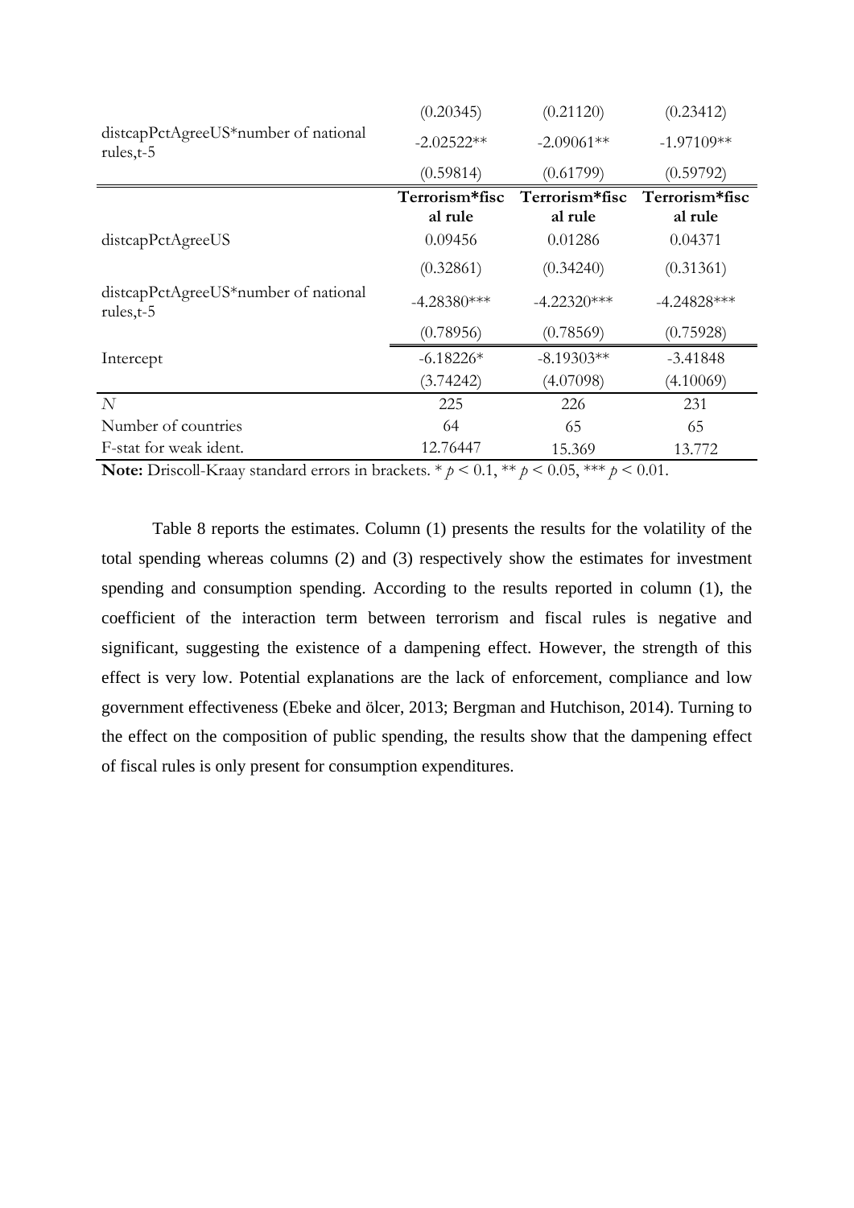| | | | |
|---|---|---|---|
| | (0.20345) | (0.21120) | (0.23412) |
| distcapPctAgreeUS*number of national rules,t-5 | -2.02522** | -2.09061** | -1.97109** |
| | (0.59814) | (0.61799) | (0.59792) |
| | **Terrorism*fiscal rule** | **Terrorism*fiscal rule** | **Terrorism*fiscal rule** |
| distcapPctAgreeUS | 0.09456 | 0.01286 | 0.04371 |
| | (0.32861) | (0.34240) | (0.31361) |
| distcapPctAgreeUS*number of national rules,t-5 | -4.28380*** | -4.22320*** | -4.24828*** |
| | (0.78956) | (0.78569) | (0.75928) |
| Intercept | -6.18226* | -8.19303** | -3.41848 |
| | (3.74242) | (4.07098) | (4.10069) |
| *N* | 225 | 226 | 231 |
| Number of countries | 64 | 65 | 65 |
| F-stat for weak ident. | 12.76447 | 15.369 | 13.772 |

**Note:** Driscoll-Kraay standard errors in brackets. * $p < 0.1$, ** $p < 0.05$, *** $p < 0.01$.

Table 8 reports the estimates. Column (1) presents the results for the volatility of the total spending whereas columns (2) and (3) respectively show the estimates for investment spending and consumption spending. According to the results reported in column (1), the coefficient of the interaction term between terrorism and fiscal rules is negative and significant, suggesting the existence of a dampening effect. However, the strength of this effect is very low. Potential explanations are the lack of enforcement, compliance and low government effectiveness (Ebeke and ölcer, 2013; Bergman and Hutchison, 2014). Turning to the effect on the composition of public spending, the results show that the dampening effect of fiscal rules is only present for consumption expenditures.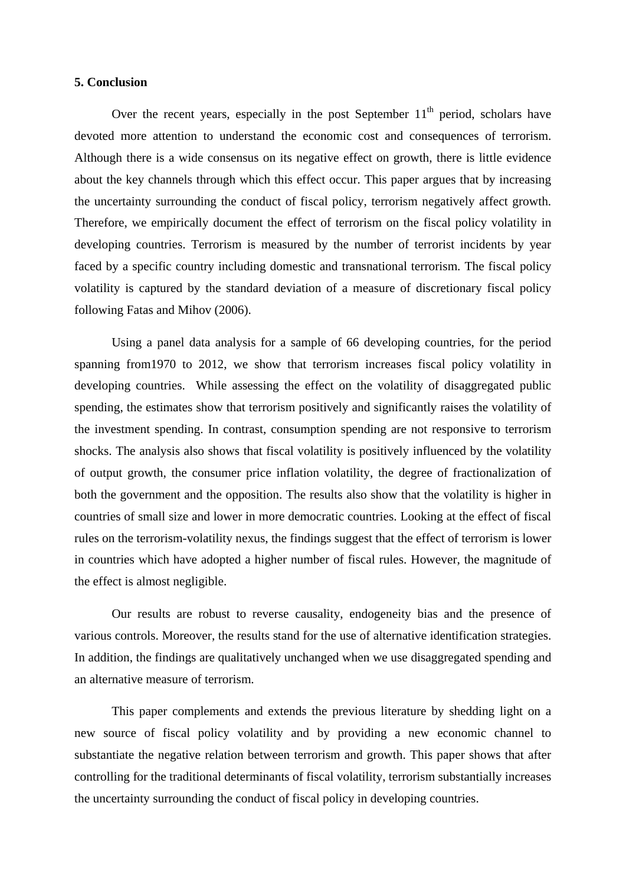## 5. Conclusion

Over the recent years, especially in the post September 11$^{th}$ period, scholars have devoted more attention to understand the economic cost and consequences of terrorism. Although there is a wide consensus on its negative effect on growth, there is little evidence about the key channels through which this effect occur. This paper argues that by increasing the uncertainty surrounding the conduct of fiscal policy, terrorism negatively affect growth. Therefore, we empirically document the effect of terrorism on the fiscal policy volatility in developing countries. Terrorism is measured by the number of terrorist incidents by year faced by a specific country including domestic and transnational terrorism. The fiscal policy volatility is captured by the standard deviation of a measure of discretionary fiscal policy following Fatas and Mihov (2006).

Using a panel data analysis for a sample of 66 developing countries, for the period spanning from1970 to 2012, we show that terrorism increases fiscal policy volatility in developing countries. While assessing the effect on the volatility of disaggregated public spending, the estimates show that terrorism positively and significantly raises the volatility of the investment spending. In contrast, consumption spending are not responsive to terrorism shocks. The analysis also shows that fiscal volatility is positively influenced by the volatility of output growth, the consumer price inflation volatility, the degree of fractionalization of both the government and the opposition. The results also show that the volatility is higher in countries of small size and lower in more democratic countries. Looking at the effect of fiscal rules on the terrorism-volatility nexus, the findings suggest that the effect of terrorism is lower in countries which have adopted a higher number of fiscal rules. However, the magnitude of the effect is almost negligible.

Our results are robust to reverse causality, endogeneity bias and the presence of various controls. Moreover, the results stand for the use of alternative identification strategies. In addition, the findings are qualitatively unchanged when we use disaggregated spending and an alternative measure of terrorism.

This paper complements and extends the previous literature by shedding light on a new source of fiscal policy volatility and by providing a new economic channel to substantiate the negative relation between terrorism and growth. This paper shows that after controlling for the traditional determinants of fiscal volatility, terrorism substantially increases the uncertainty surrounding the conduct of fiscal policy in developing countries.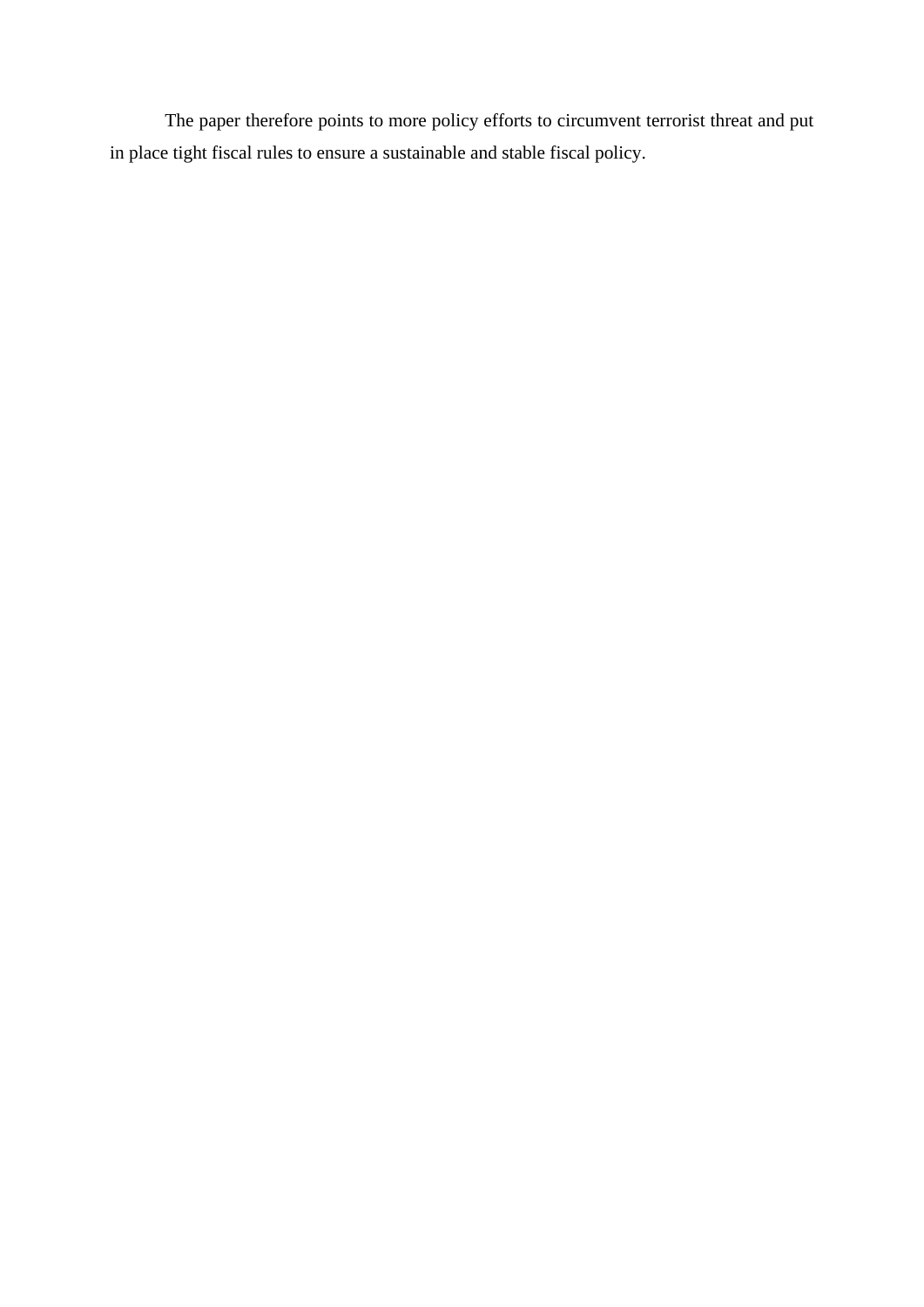The paper therefore points to more policy efforts to circumvent terrorist threat and put in place tight fiscal rules to ensure a sustainable and stable fiscal policy.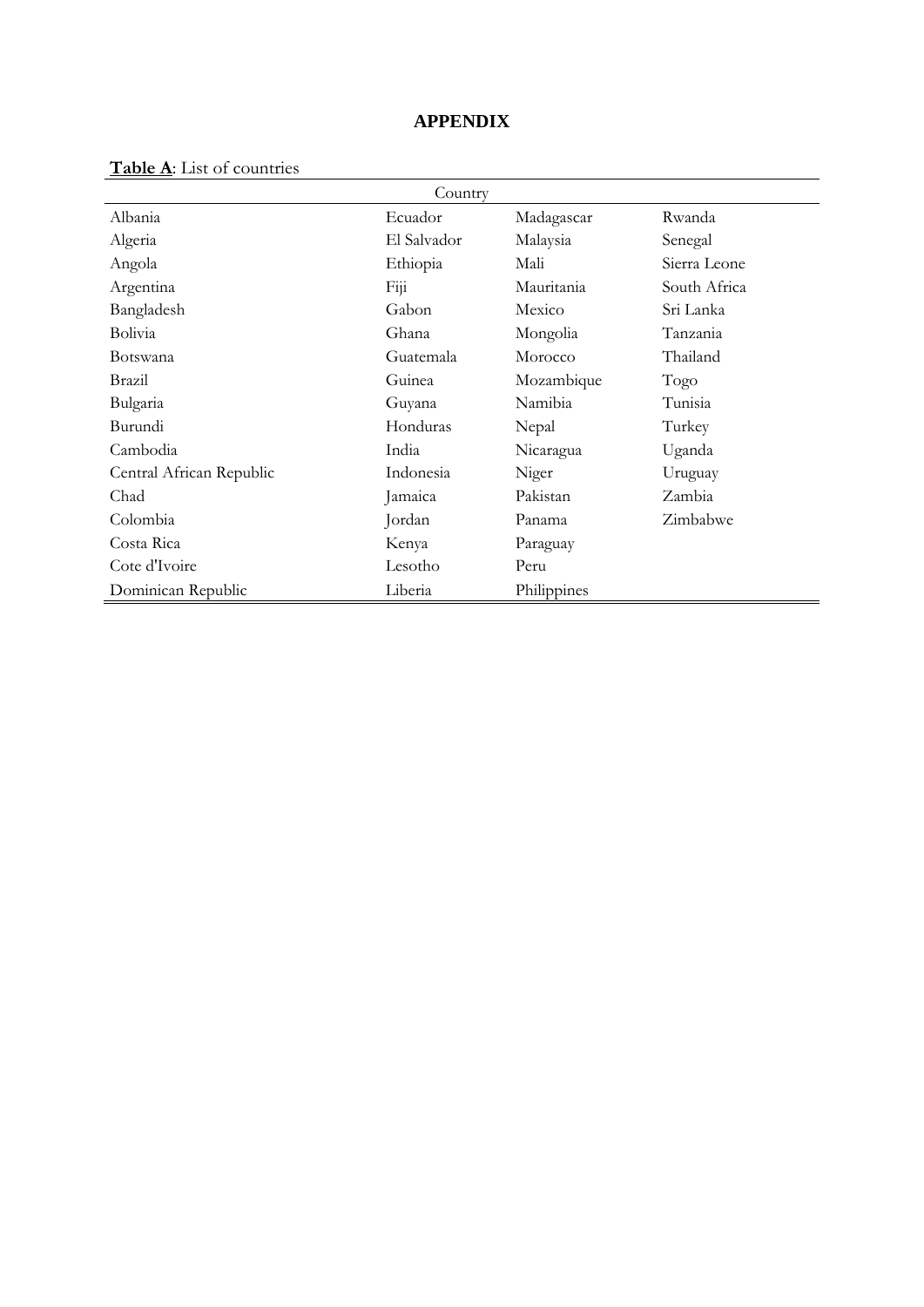# APPENDIX

**Table A**: List of countries

| Country | | | |
|---|---|---|---|
| Albania | Ecuador | Madagascar | Rwanda |
| Algeria | El Salvador | Malaysia | Senegal |
| Angola | Ethiopia | Mali | Sierra Leone |
| Argentina | Fiji | Mauritania | South Africa |
| Bangladesh | Gabon | Mexico | Sri Lanka |
| Bolivia | Ghana | Mongolia | Tanzania |
| Botswana | Guatemala | Morocco | Thailand |
| Brazil | Guinea | Mozambique | Togo |
| Bulgaria | Guyana | Namibia | Tunisia |
| Burundi | Honduras | Nepal | Turkey |
| Cambodia | India | Nicaragua | Uganda |
| Central African Republic | Indonesia | Niger | Uruguay |
| Chad | Jamaica | Pakistan | Zambia |
| Colombia | Jordan | Panama | Zimbabwe |
| Costa Rica | Kenya | Paraguay | |
| Cote d'Ivoire | Lesotho | Peru | |
| Dominican Republic | Liberia | Philippines | |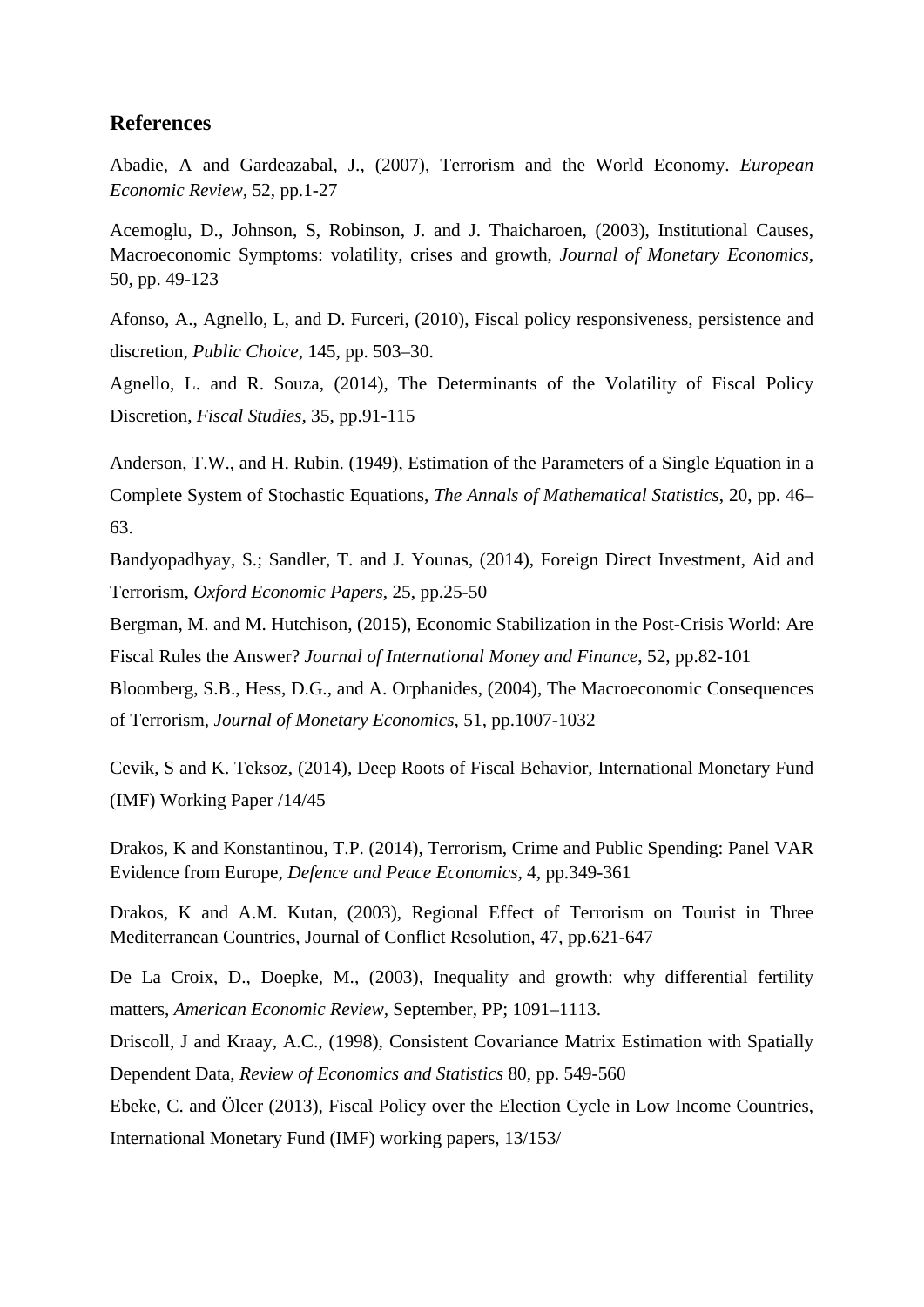## References

Abadie, A and Gardeazabal, J., (2007), Terrorism and the World Economy. *European Economic Review*, 52, pp.1-27

Acemoglu, D., Johnson, S, Robinson, J. and J. Thaicharoen, (2003), Institutional Causes, Macroeconomic Symptoms: volatility, crises and growth, *Journal of Monetary Economics*, 50, pp. 49-123

Afonso, A., Agnello, L, and D. Furceri, (2010), Fiscal policy responsiveness, persistence and discretion, *Public Choice*, 145, pp. 503–30.

Agnello, L. and R. Souza, (2014), The Determinants of the Volatility of Fiscal Policy Discretion, *Fiscal Studies*, 35, pp.91-115

Anderson, T.W., and H. Rubin. (1949), Estimation of the Parameters of a Single Equation in a Complete System of Stochastic Equations, *The Annals of Mathematical Statistics*, 20, pp. 46–63.

Bandyopadhyay, S.; Sandler, T. and J. Younas, (2014), Foreign Direct Investment, Aid and Terrorism, *Oxford Economic Papers*, 25, pp.25-50

Bergman, M. and M. Hutchison, (2015), Economic Stabilization in the Post-Crisis World: Are Fiscal Rules the Answer? *Journal of International Money and Finance*, 52, pp.82-101

Bloomberg, S.B., Hess, D.G., and A. Orphanides, (2004), The Macroeconomic Consequences of Terrorism, *Journal of Monetary Economics*, 51, pp.1007-1032

Cevik, S and K. Teksoz, (2014), Deep Roots of Fiscal Behavior, International Monetary Fund (IMF) Working Paper /14/45

Drakos, K and Konstantinou, T.P. (2014), Terrorism, Crime and Public Spending: Panel VAR Evidence from Europe, *Defence and Peace Economics*, 4, pp.349-361

Drakos, K and A.M. Kutan, (2003), Regional Effect of Terrorism on Tourist in Three Mediterranean Countries, Journal of Conflict Resolution, 47, pp.621-647

De La Croix, D., Doepke, M., (2003), Inequality and growth: why differential fertility matters, *American Economic Review*, September, PP; 1091–1113.

Driscoll, J and Kraay, A.C., (1998), Consistent Covariance Matrix Estimation with Spatially Dependent Data, *Review of Economics and Statistics* 80, pp. 549-560

Ebeke, C. and Ölcer (2013), Fiscal Policy over the Election Cycle in Low Income Countries, International Monetary Fund (IMF) working papers, 13/153/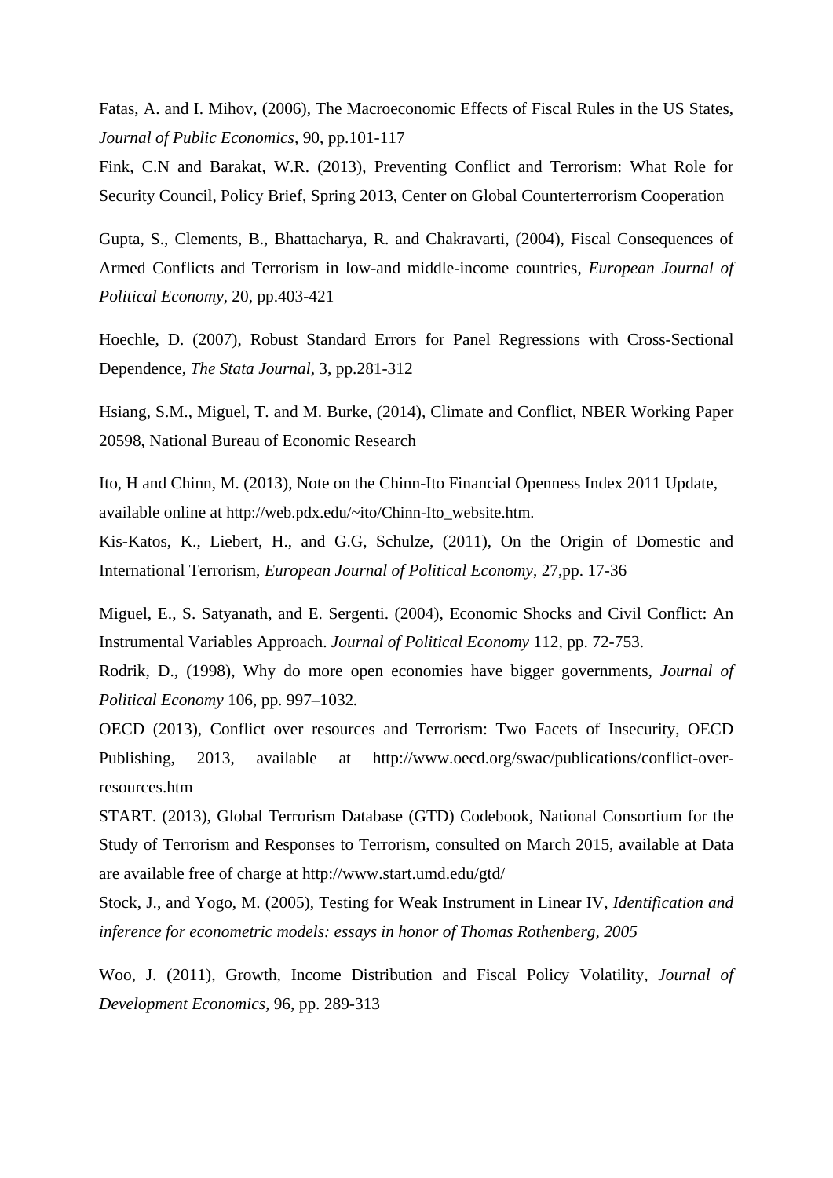Fatas, A. and I. Mihov, (2006), The Macroeconomic Effects of Fiscal Rules in the US States, *Journal of Public Economics*, 90, pp.101-117

Fink, C.N and Barakat, W.R. (2013), Preventing Conflict and Terrorism: What Role for Security Council, Policy Brief, Spring 2013, Center on Global Counterterrorism Cooperation

Gupta, S., Clements, B., Bhattacharya, R. and Chakravarti, (2004), Fiscal Consequences of Armed Conflicts and Terrorism in low-and middle-income countries, *European Journal of Political Economy,* 20, pp.403-421

Hoechle, D. (2007), Robust Standard Errors for Panel Regressions with Cross-Sectional Dependence, *The Stata Journal,* 3, pp.281-312

Hsiang, S.M., Miguel, T. and M. Burke, (2014), Climate and Conflict, NBER Working Paper 20598, National Bureau of Economic Research

Ito, H and Chinn, M. (2013), Note on the Chinn-Ito Financial Openness Index 2011 Update, available online at http://web.pdx.edu/~ito/Chinn-Ito_website.htm.

Kis-Katos, K., Liebert, H., and G.G, Schulze, (2011), On the Origin of Domestic and International Terrorism, *European Journal of Political Economy*, 27,pp. 17-36

Miguel, E., S. Satyanath, and E. Sergenti. (2004), Economic Shocks and Civil Conflict: An Instrumental Variables Approach. *Journal of Political Economy* 112, pp. 72-753.

Rodrik, D., (1998), Why do more open economies have bigger governments, *Journal of Political Economy* 106, pp. 997–1032.

OECD (2013), Conflict over resources and Terrorism: Two Facets of Insecurity, OECD Publishing, 2013, available at http://www.oecd.org/swac/publications/conflict-over-resources.htm

START. (2013), Global Terrorism Database (GTD) Codebook, National Consortium for the Study of Terrorism and Responses to Terrorism, consulted on March 2015, available at Data are available free of charge at http://www.start.umd.edu/gtd/

Stock, J., and Yogo, M. (2005), Testing for Weak Instrument in Linear IV, *Identification and inference for econometric models: essays in honor of Thomas Rothenberg, 2005*

Woo, J. (2011), Growth, Income Distribution and Fiscal Policy Volatility, *Journal of Development Economics*, 96, pp. 289-313